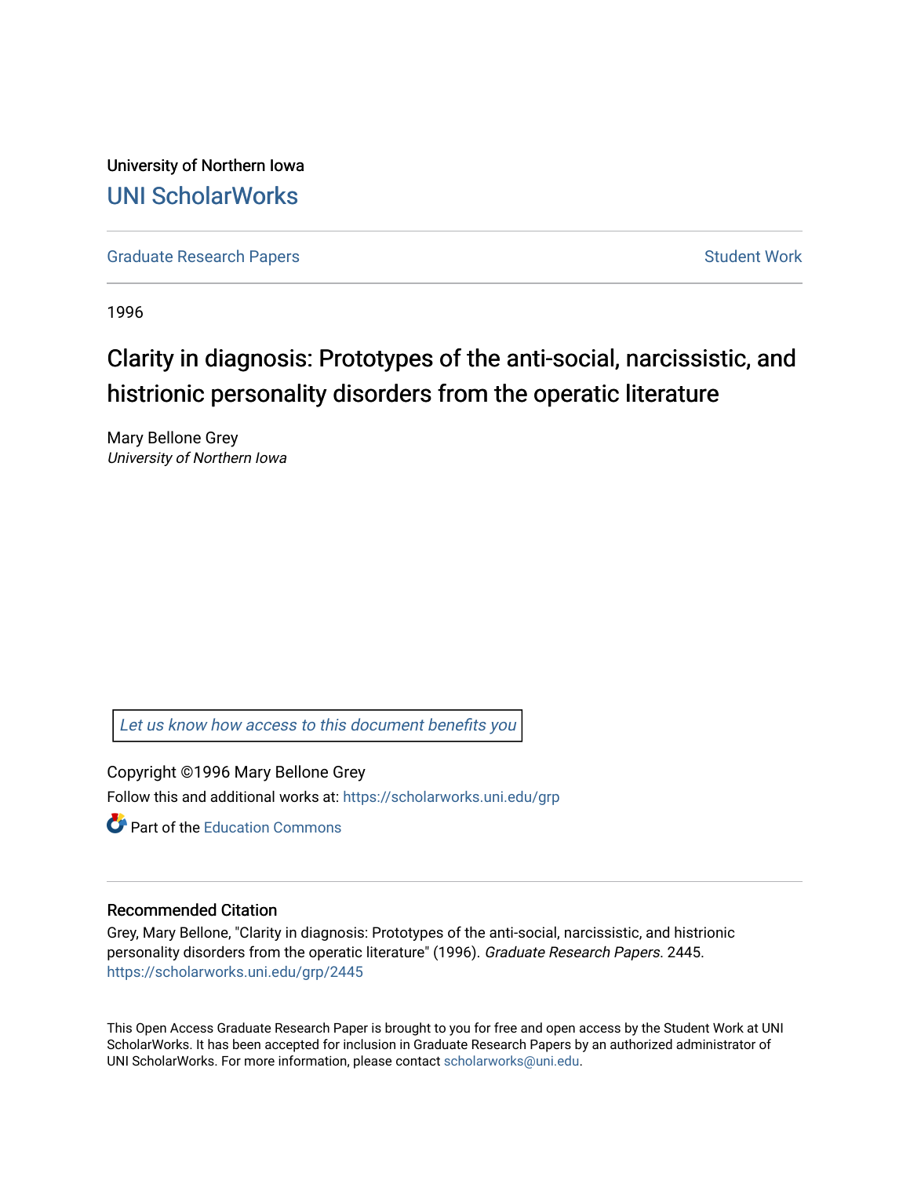University of Northern Iowa

# UNI ScholarWorks

Graduate Research Papers

Student Work

1996

# Clarity in diagnosis: Prototypes of the anti-social, narcissistic, and histrionic personality disorders from the operatic literature

Mary Bellone Grey
*University of Northern Iowa*

*Let us know how access to this document benefits you*

Copyright ©1996 Mary Bellone Grey

Follow this and additional works at: https://scholarworks.uni.edu/grp

Part of the Education Commons

## Recommended Citation

Grey, Mary Bellone, "Clarity in diagnosis: Prototypes of the anti-social, narcissistic, and histrionic personality disorders from the operatic literature" (1996). *Graduate Research Papers*. 2445.
https://scholarworks.uni.edu/grp/2445

This Open Access Graduate Research Paper is brought to you for free and open access by the Student Work at UNI ScholarWorks. It has been accepted for inclusion in Graduate Research Papers by an authorized administrator of UNI ScholarWorks. For more information, please contact scholarworks@uni.edu.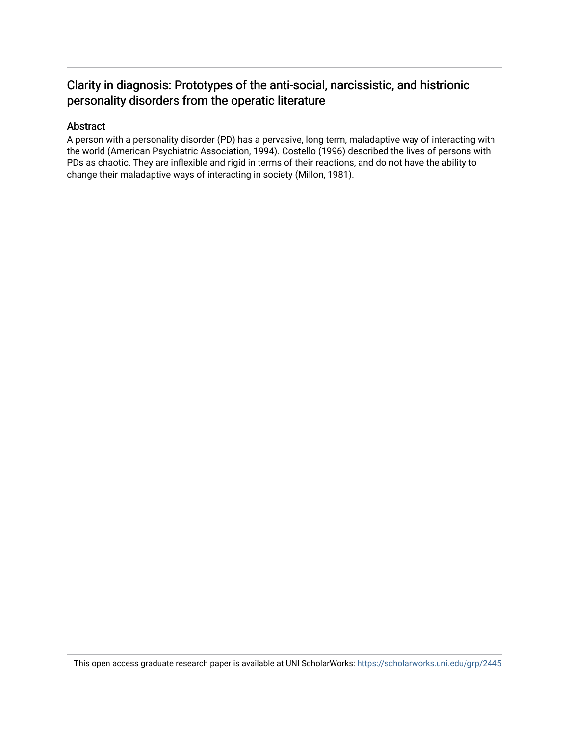# Clarity in diagnosis: Prototypes of the anti-social, narcissistic, and histrionic personality disorders from the operatic literature

## Abstract

A person with a personality disorder (PD) has a pervasive, long term, maladaptive way of interacting with the world (American Psychiatric Association, 1994). Costello (1996) described the lives of persons with PDs as chaotic. They are inflexible and rigid in terms of their reactions, and do not have the ability to change their maladaptive ways of interacting in society (Millon, 1981).

This open access graduate research paper is available at UNI ScholarWorks: https://scholarworks.uni.edu/grp/2445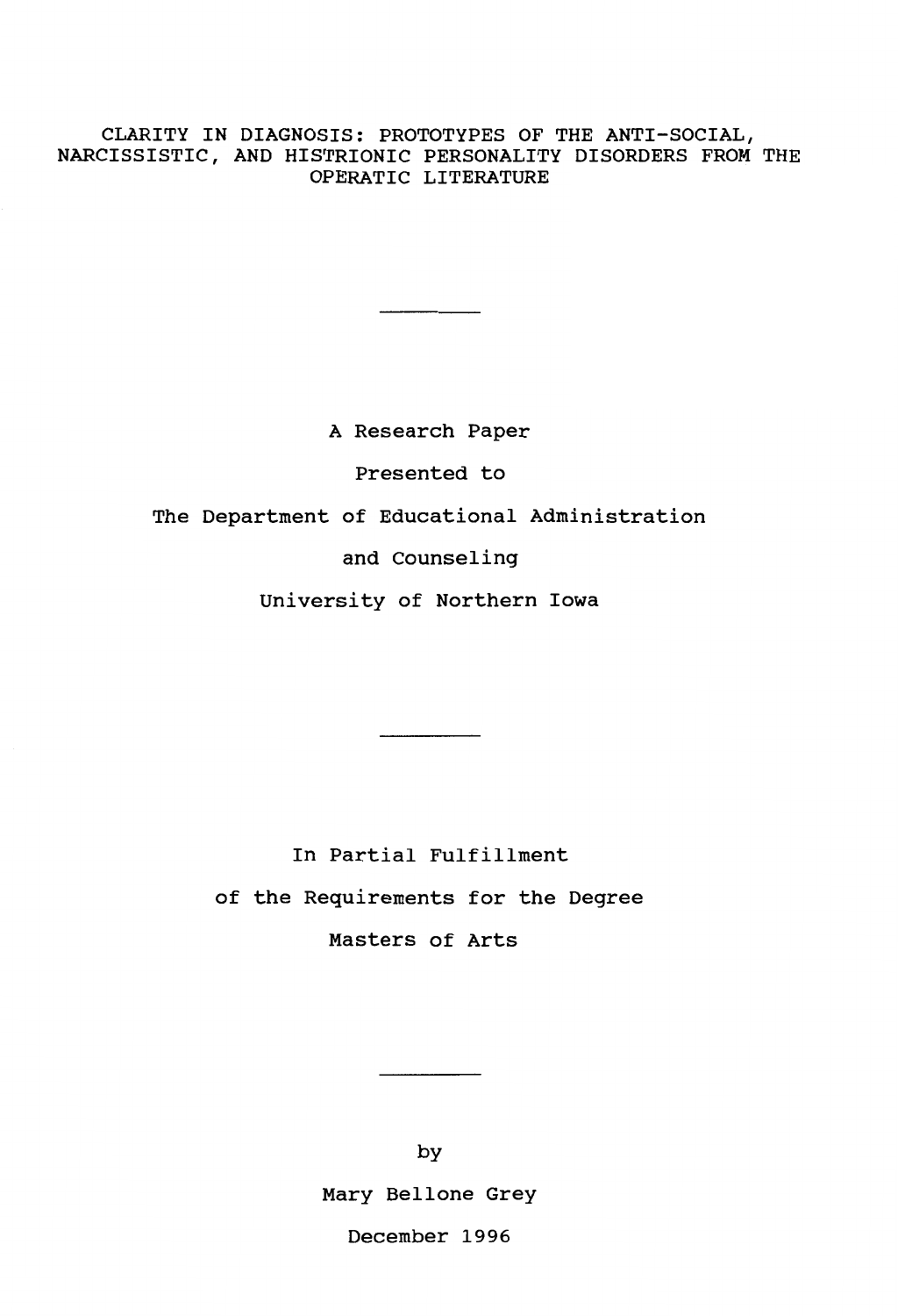# CLARITY IN DIAGNOSIS: PROTOTYPES OF THE ANTI-SOCIAL, NARCISSISTIC, AND HISTRIONIC PERSONALITY DISORDERS FROM THE OPERATIC LITERATURE

---

A Research Paper

Presented to

The Department of Educational Administration

and Counseling

University of Northern Iowa

---

In Partial Fulfillment

of the Requirements for the Degree

Masters of Arts

---

by

Mary Bellone Grey

December 1996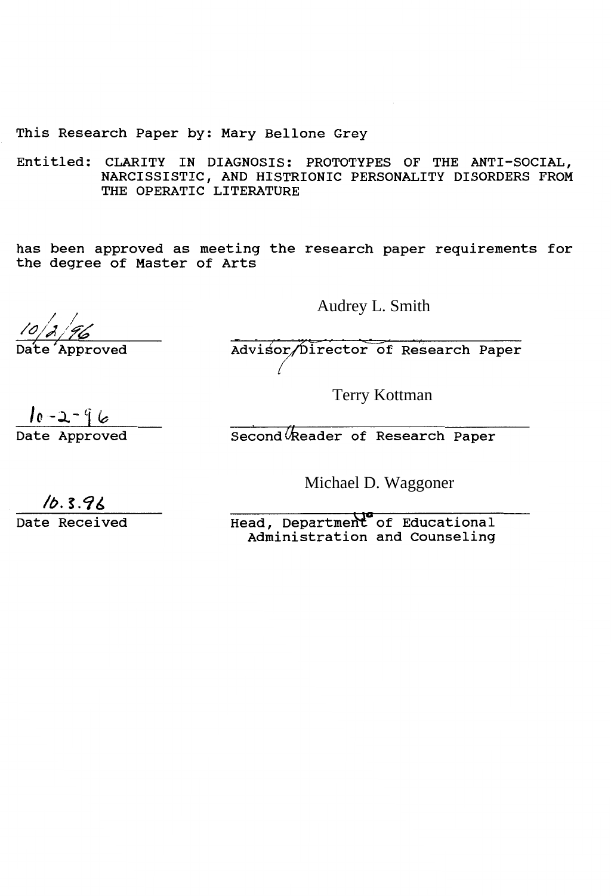This Research Paper by: Mary Bellone Grey

Entitled: CLARITY IN DIAGNOSIS: PROTOTYPES OF THE ANTI-SOCIAL, NARCISSISTIC, AND HISTRIONIC PERSONALITY DISORDERS FROM THE OPERATIC LITERATURE

has been approved as meeting the research paper requirements for the degree of Master of Arts

| | |
|---|---|
| 10/2/96 | Audrey L. Smith |
| Date Approved | Advisor/Director of Research Paper |
| 10-2-96 | Terry Kottman |
| Date Approved | Second Reader of Research Paper |
| 10.3.96 | Michael D. Waggoner |
| Date Received | Head, Department of Educational Administration and Counseling |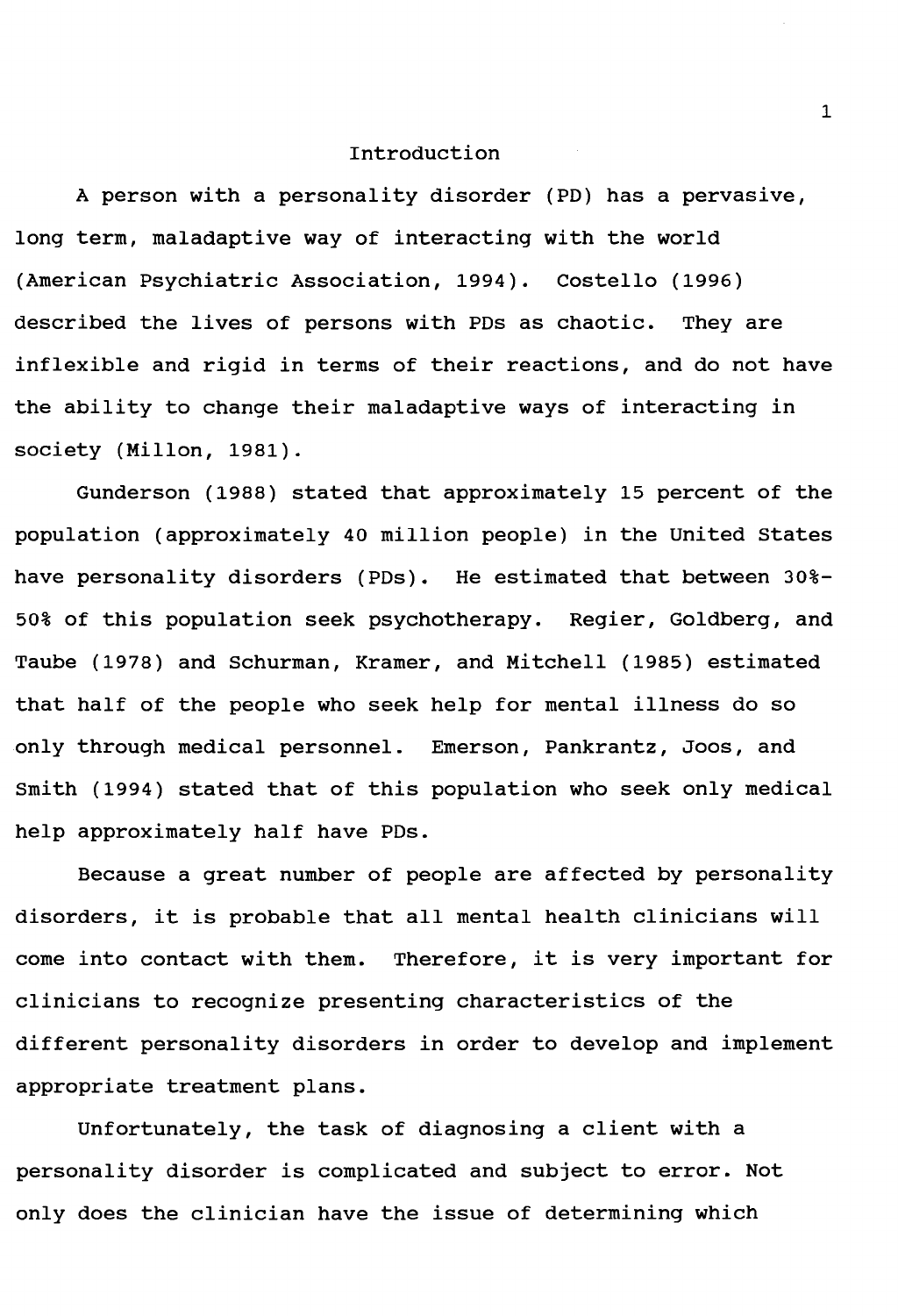# Introduction

A person with a personality disorder (PD) has a pervasive, long term, maladaptive way of interacting with the world (American Psychiatric Association, 1994). Costello (1996) described the lives of persons with PDs as chaotic. They are inflexible and rigid in terms of their reactions, and do not have the ability to change their maladaptive ways of interacting in society (Millon, 1981).

Gunderson (1988) stated that approximately 15 percent of the population (approximately 40 million people) in the United States have personality disorders (PDs). He estimated that between 30%-50% of this population seek psychotherapy. Regier, Goldberg, and Taube (1978) and Schurman, Kramer, and Mitchell (1985) estimated that half of the people who seek help for mental illness do so only through medical personnel. Emerson, Pankrantz, Joos, and Smith (1994) stated that of this population who seek only medical help approximately half have PDs.

Because a great number of people are affected by personality disorders, it is probable that all mental health clinicians will come into contact with them. Therefore, it is very important for clinicians to recognize presenting characteristics of the different personality disorders in order to develop and implement appropriate treatment plans.

Unfortunately, the task of diagnosing a client with a personality disorder is complicated and subject to error. Not only does the clinician have the issue of determining which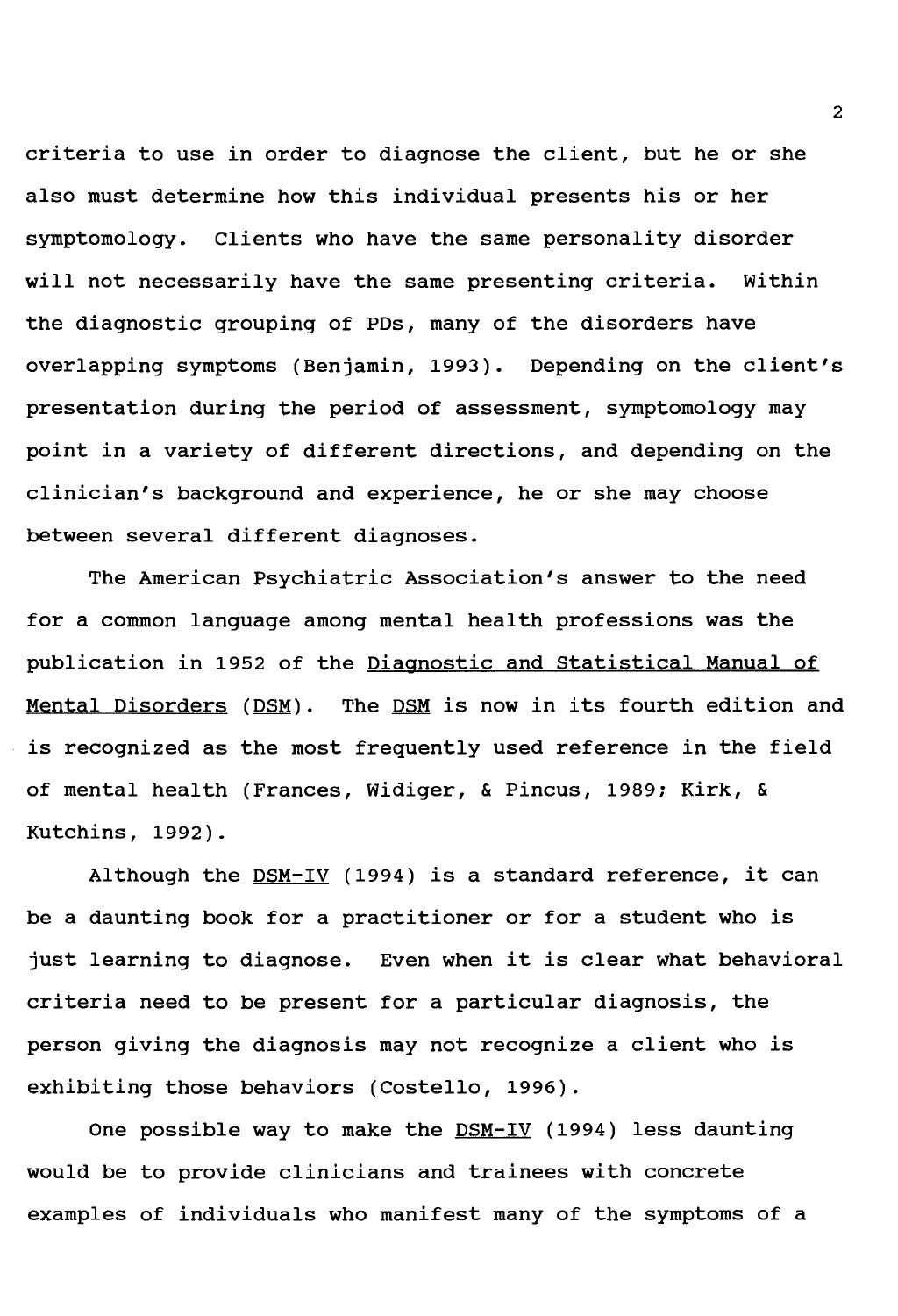criteria to use in order to diagnose the client, but he or she also must determine how this individual presents his or her symptomology. Clients who have the same personality disorder will not necessarily have the same presenting criteria. Within the diagnostic grouping of PDs, many of the disorders have overlapping symptoms (Benjamin, 1993). Depending on the client's presentation during the period of assessment, symptomology may point in a variety of different directions, and depending on the clinician's background and experience, he or she may choose between several different diagnoses.

The American Psychiatric Association's answer to the need for a common language among mental health professions was the publication in 1952 of the Diagnostic and Statistical Manual of Mental Disorders (DSM). The DSM is now in its fourth edition and is recognized as the most frequently used reference in the field of mental health (Frances, Widiger, & Pincus, 1989; Kirk, & Kutchins, 1992).

Although the DSM-IV (1994) is a standard reference, it can be a daunting book for a practitioner or for a student who is just learning to diagnose. Even when it is clear what behavioral criteria need to be present for a particular diagnosis, the person giving the diagnosis may not recognize a client who is exhibiting those behaviors (Costello, 1996).

One possible way to make the DSM-IV (1994) less daunting would be to provide clinicians and trainees with concrete examples of individuals who manifest many of the symptoms of a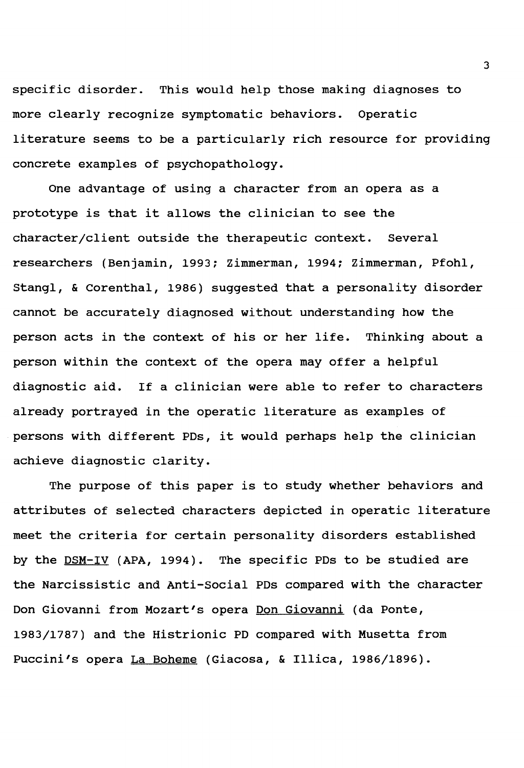specific disorder. This would help those making diagnoses to more clearly recognize symptomatic behaviors. Operatic literature seems to be a particularly rich resource for providing concrete examples of psychopathology.

One advantage of using a character from an opera as a prototype is that it allows the clinician to see the character/client outside the therapeutic context. Several researchers (Benjamin, 1993; Zimmerman, 1994; Zimmerman, Pfohl, Stangl, & Corenthal, 1986) suggested that a personality disorder cannot be accurately diagnosed without understanding how the person acts in the context of his or her life. Thinking about a person within the context of the opera may offer a helpful diagnostic aid. If a clinician were able to refer to characters already portrayed in the operatic literature as examples of persons with different PDs, it would perhaps help the clinician achieve diagnostic clarity.

The purpose of this paper is to study whether behaviors and attributes of selected characters depicted in operatic literature meet the criteria for certain personality disorders established by the DSM-IV (APA, 1994). The specific PDs to be studied are the Narcissistic and Anti-Social PDs compared with the character Don Giovanni from Mozart's opera Don Giovanni (da Ponte, 1983/1787) and the Histrionic PD compared with Musetta from Puccini's opera La Boheme (Giacosa, & Illica, 1986/1896).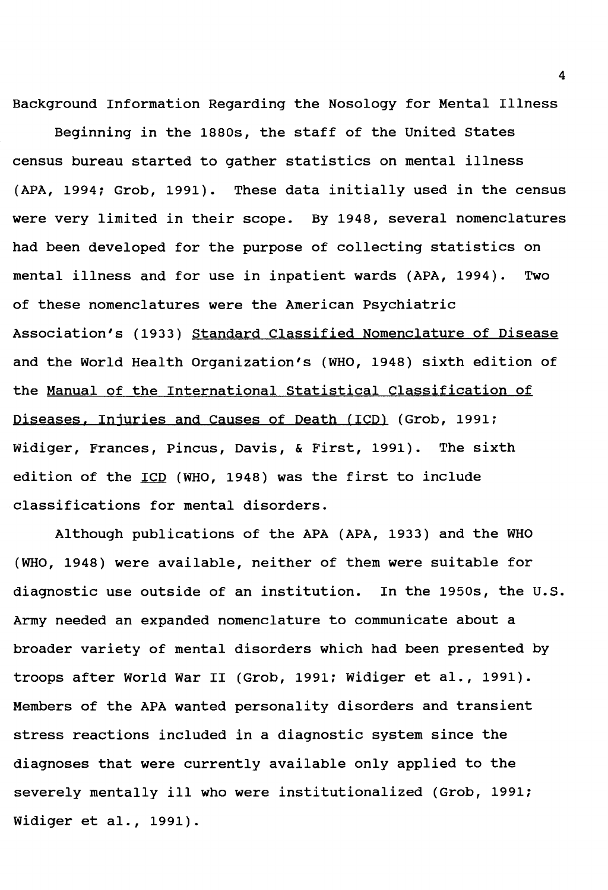## Background Information Regarding the Nosology for Mental Illness

Beginning in the 1880s, the staff of the United States census bureau started to gather statistics on mental illness (APA, 1994; Grob, 1991). These data initially used in the census were very limited in their scope. By 1948, several nomenclatures had been developed for the purpose of collecting statistics on mental illness and for use in inpatient wards (APA, 1994). Two of these nomenclatures were the American Psychiatric Association's (1933) Standard Classified Nomenclature of Disease and the World Health Organization's (WHO, 1948) sixth edition of the Manual of the International Statistical Classification of Diseases, Injuries and Causes of Death (ICD) (Grob, 1991; Widiger, Frances, Pincus, Davis, & First, 1991). The sixth edition of the ICD (WHO, 1948) was the first to include classifications for mental disorders.

Although publications of the APA (APA, 1933) and the WHO (WHO, 1948) were available, neither of them were suitable for diagnostic use outside of an institution. In the 1950s, the U.S. Army needed an expanded nomenclature to communicate about a broader variety of mental disorders which had been presented by troops after World War II (Grob, 1991; Widiger et al., 1991). Members of the APA wanted personality disorders and transient stress reactions included in a diagnostic system since the diagnoses that were currently available only applied to the severely mentally ill who were institutionalized (Grob, 1991; Widiger et al., 1991).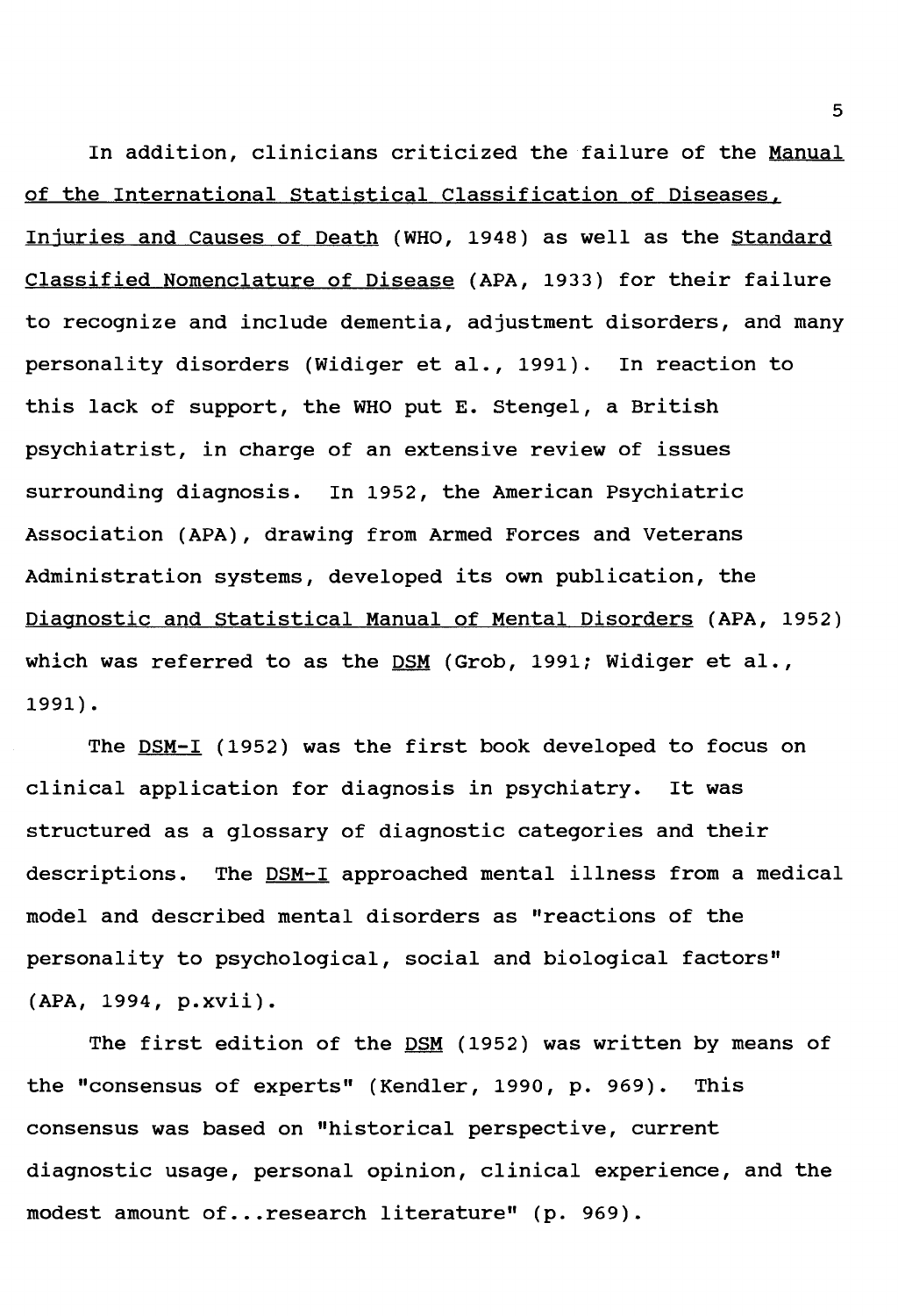In addition, clinicians criticized the failure of the *Manual of the International Statistical Classification of Diseases, Injuries and Causes of Death* (WHO, 1948) as well as the *Standard Classified Nomenclature of Disease* (APA, 1933) for their failure to recognize and include dementia, adjustment disorders, and many personality disorders (Widiger et al., 1991). In reaction to this lack of support, the WHO put E. Stengel, a British psychiatrist, in charge of an extensive review of issues surrounding diagnosis. In 1952, the American Psychiatric Association (APA), drawing from Armed Forces and Veterans Administration systems, developed its own publication, the *Diagnostic and Statistical Manual of Mental Disorders* (APA, 1952) which was referred to as the *DSM* (Grob, 1991; Widiger et al., 1991).

The *DSM-I* (1952) was the first book developed to focus on clinical application for diagnosis in psychiatry. It was structured as a glossary of diagnostic categories and their descriptions. The *DSM-I* approached mental illness from a medical model and described mental disorders as "reactions of the personality to psychological, social and biological factors" (APA, 1994, p.xvii).

The first edition of the *DSM* (1952) was written by means of the "consensus of experts" (Kendler, 1990, p. 969). This consensus was based on "historical perspective, current diagnostic usage, personal opinion, clinical experience, and the modest amount of...research literature" (p. 969).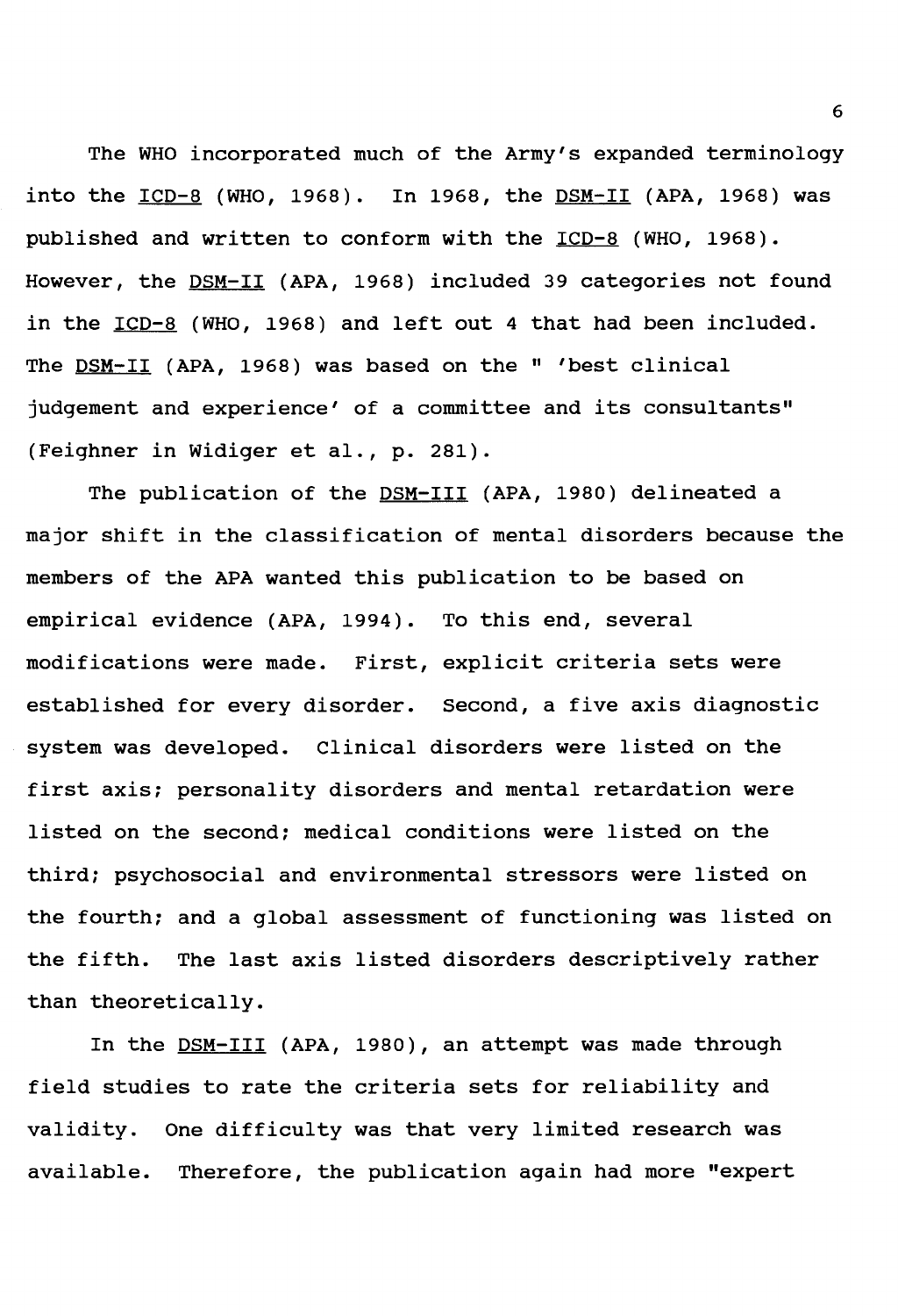The WHO incorporated much of the Army's expanded terminology into the ICD-8 (WHO, 1968). In 1968, the DSM-II (APA, 1968) was published and written to conform with the ICD-8 (WHO, 1968). However, the DSM-II (APA, 1968) included 39 categories not found in the ICD-8 (WHO, 1968) and left out 4 that had been included. The DSM-II (APA, 1968) was based on the " 'best clinical judgement and experience' of a committee and its consultants" (Feighner in Widiger et al., p. 281).

The publication of the DSM-III (APA, 1980) delineated a major shift in the classification of mental disorders because the members of the APA wanted this publication to be based on empirical evidence (APA, 1994). To this end, several modifications were made. First, explicit criteria sets were established for every disorder. Second, a five axis diagnostic system was developed. Clinical disorders were listed on the first axis; personality disorders and mental retardation were listed on the second; medical conditions were listed on the third; psychosocial and environmental stressors were listed on the fourth; and a global assessment of functioning was listed on the fifth. The last axis listed disorders descriptively rather than theoretically.

In the DSM-III (APA, 1980), an attempt was made through field studies to rate the criteria sets for reliability and validity. One difficulty was that very limited research was available. Therefore, the publication again had more "expert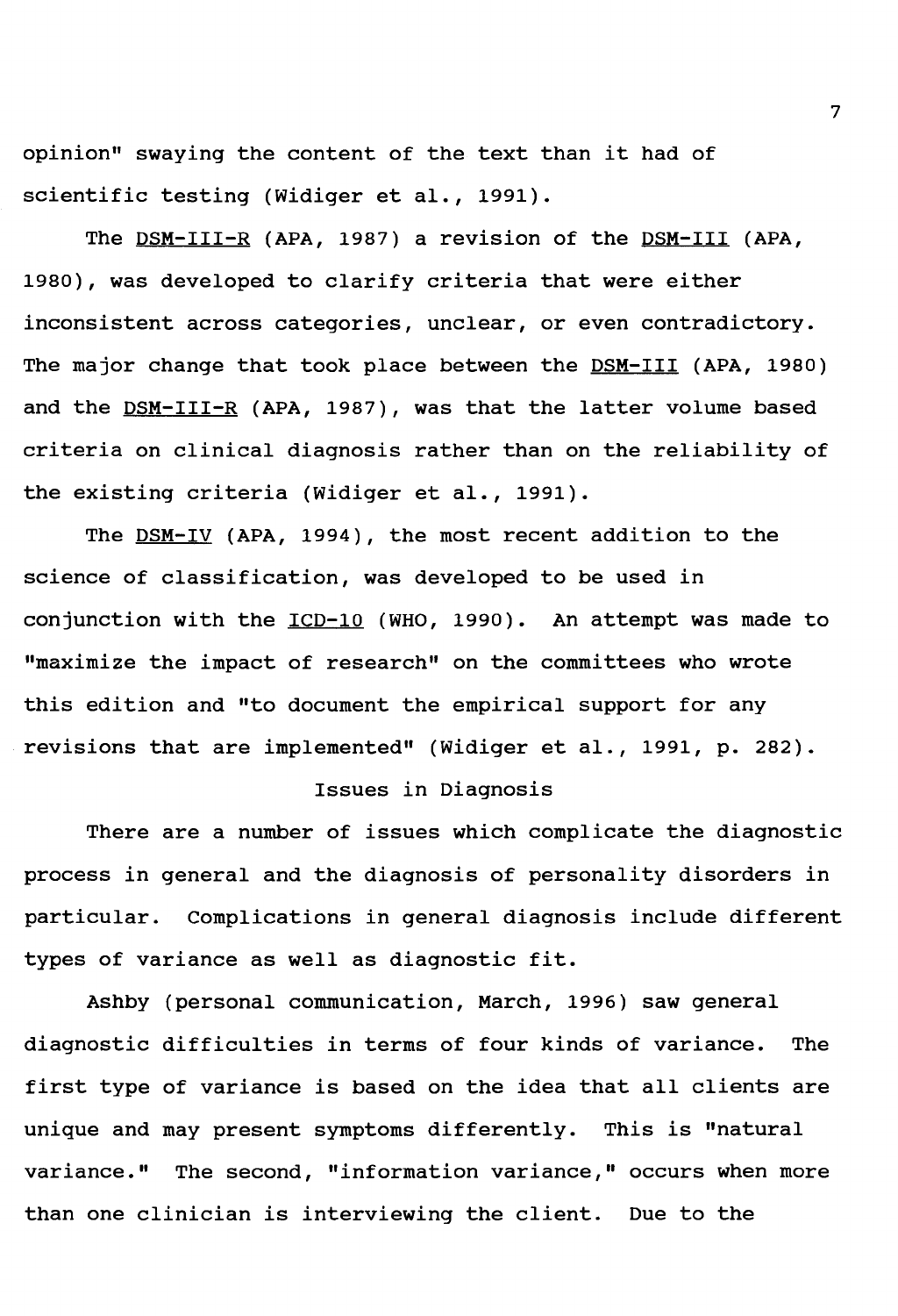opinion" swaying the content of the text than it had of scientific testing (Widiger et al., 1991).

The DSM-III-R (APA, 1987) a revision of the DSM-III (APA, 1980), was developed to clarify criteria that were either inconsistent across categories, unclear, or even contradictory. The major change that took place between the DSM-III (APA, 1980) and the DSM-III-R (APA, 1987), was that the latter volume based criteria on clinical diagnosis rather than on the reliability of the existing criteria (Widiger et al., 1991).

The DSM-IV (APA, 1994), the most recent addition to the science of classification, was developed to be used in conjunction with the ICD-10 (WHO, 1990). An attempt was made to "maximize the impact of research" on the committees who wrote this edition and "to document the empirical support for any revisions that are implemented" (Widiger et al., 1991, p. 282).

## Issues in Diagnosis

There are a number of issues which complicate the diagnostic process in general and the diagnosis of personality disorders in particular. Complications in general diagnosis include different types of variance as well as diagnostic fit.

Ashby (personal communication, March, 1996) saw general diagnostic difficulties in terms of four kinds of variance. The first type of variance is based on the idea that all clients are unique and may present symptoms differently. This is "natural variance." The second, "information variance," occurs when more than one clinician is interviewing the client. Due to the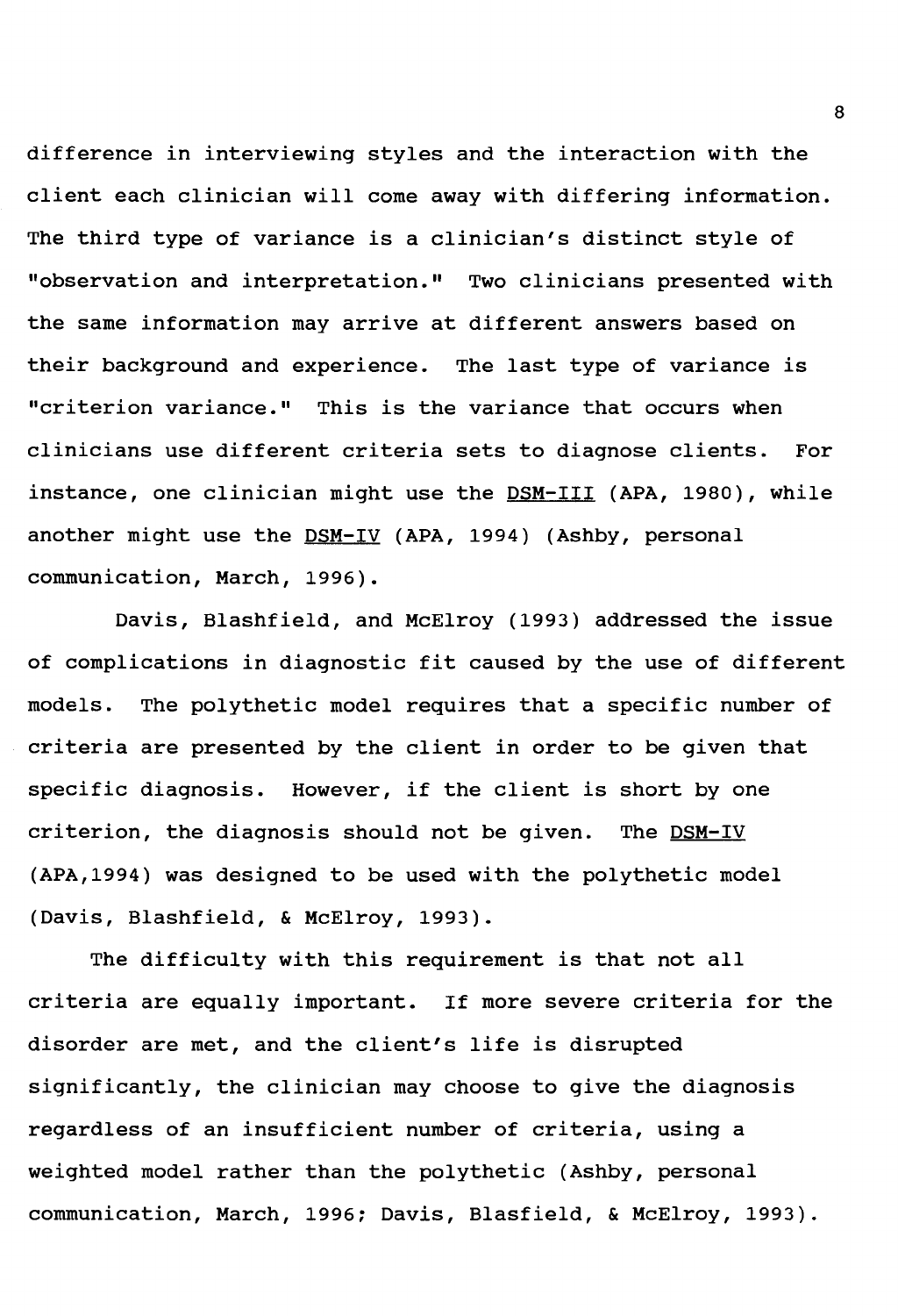difference in interviewing styles and the interaction with the client each clinician will come away with differing information. The third type of variance is a clinician's distinct style of "observation and interpretation." Two clinicians presented with the same information may arrive at different answers based on their background and experience. The last type of variance is "criterion variance." This is the variance that occurs when clinicians use different criteria sets to diagnose clients. For instance, one clinician might use the DSM-III (APA, 1980), while another might use the DSM-IV (APA, 1994) (Ashby, personal communication, March, 1996).

Davis, Blashfield, and McElroy (1993) addressed the issue of complications in diagnostic fit caused by the use of different models. The polythetic model requires that a specific number of criteria are presented by the client in order to be given that specific diagnosis. However, if the client is short by one criterion, the diagnosis should not be given. The DSM-IV (APA,1994) was designed to be used with the polythetic model (Davis, Blashfield, & McElroy, 1993).

The difficulty with this requirement is that not all criteria are equally important. If more severe criteria for the disorder are met, and the client's life is disrupted significantly, the clinician may choose to give the diagnosis regardless of an insufficient number of criteria, using a weighted model rather than the polythetic (Ashby, personal communication, March, 1996; Davis, Blasfield, & McElroy, 1993).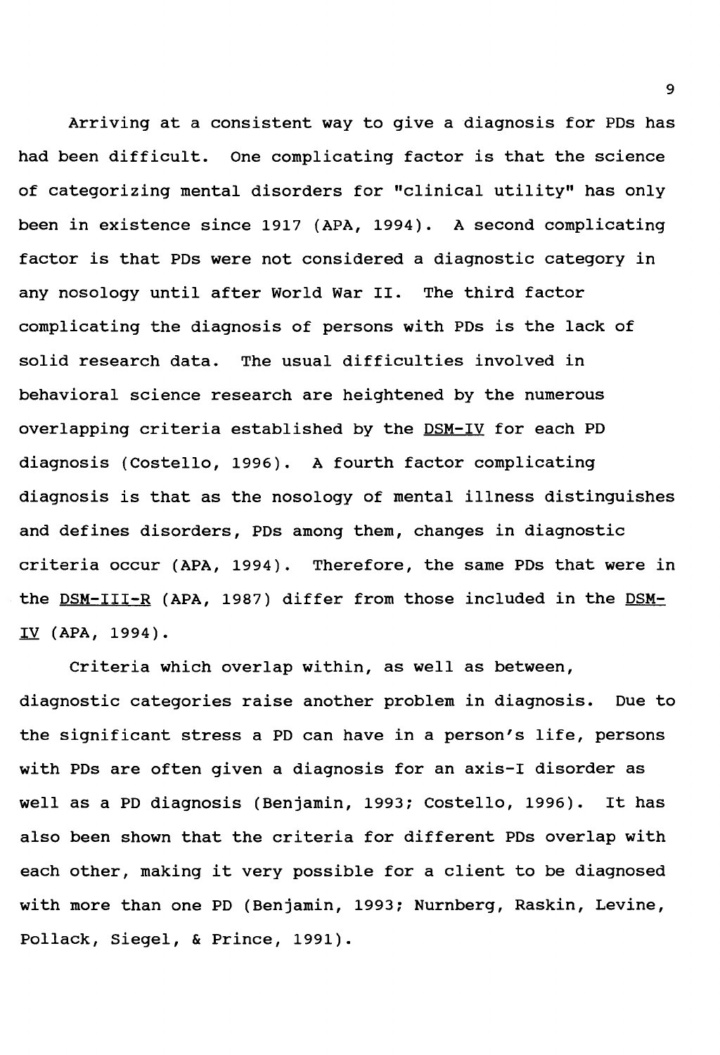Arriving at a consistent way to give a diagnosis for PDs has had been difficult. One complicating factor is that the science of categorizing mental disorders for "clinical utility" has only been in existence since 1917 (APA, 1994). A second complicating factor is that PDs were not considered a diagnostic category in any nosology until after World War II. The third factor complicating the diagnosis of persons with PDs is the lack of solid research data. The usual difficulties involved in behavioral science research are heightened by the numerous overlapping criteria established by the DSM-IV for each PD diagnosis (Costello, 1996). A fourth factor complicating diagnosis is that as the nosology of mental illness distinguishes and defines disorders, PDs among them, changes in diagnostic criteria occur (APA, 1994). Therefore, the same PDs that were in the DSM-III-R (APA, 1987) differ from those included in the DSM-IV (APA, 1994).

Criteria which overlap within, as well as between, diagnostic categories raise another problem in diagnosis. Due to the significant stress a PD can have in a person's life, persons with PDs are often given a diagnosis for an axis-I disorder as well as a PD diagnosis (Benjamin, 1993; Costello, 1996). It has also been shown that the criteria for different PDs overlap with each other, making it very possible for a client to be diagnosed with more than one PD (Benjamin, 1993; Nurnberg, Raskin, Levine, Pollack, Siegel, & Prince, 1991).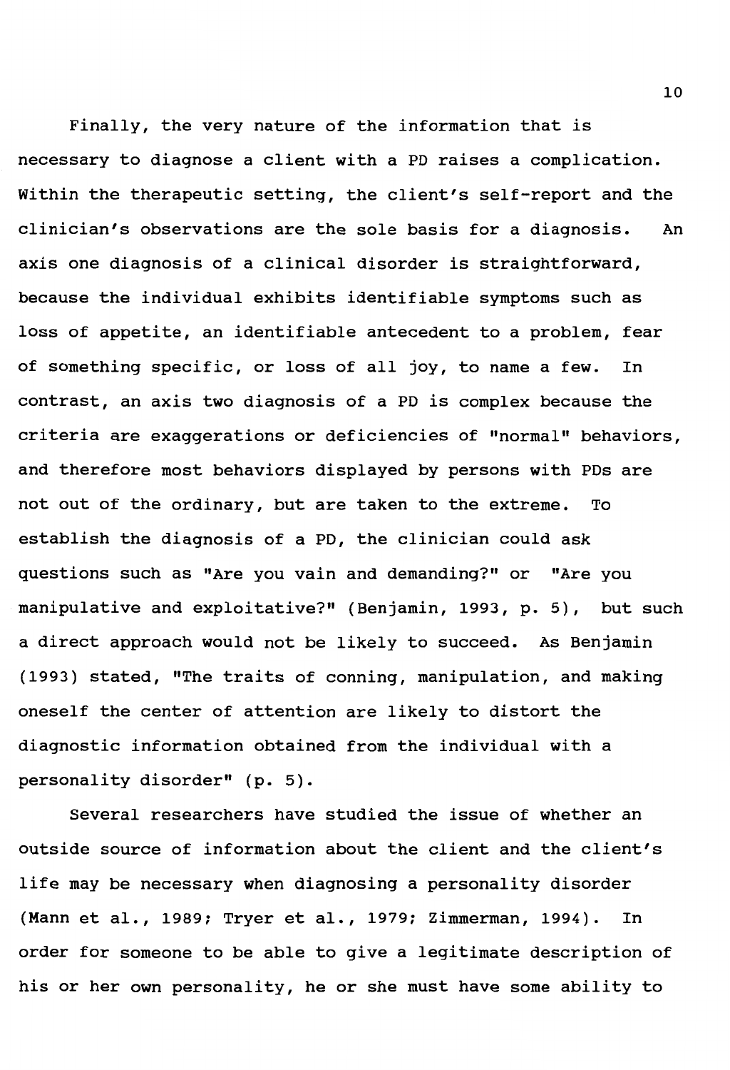Finally, the very nature of the information that is necessary to diagnose a client with a PD raises a complication. Within the therapeutic setting, the client's self-report and the clinician's observations are the sole basis for a diagnosis. An axis one diagnosis of a clinical disorder is straightforward, because the individual exhibits identifiable symptoms such as loss of appetite, an identifiable antecedent to a problem, fear of something specific, or loss of all joy, to name a few. In contrast, an axis two diagnosis of a PD is complex because the criteria are exaggerations or deficiencies of "normal" behaviors, and therefore most behaviors displayed by persons with PDs are not out of the ordinary, but are taken to the extreme. To establish the diagnosis of a PD, the clinician could ask questions such as "Are you vain and demanding?" or "Are you manipulative and exploitative?" (Benjamin, 1993, p. 5), but such a direct approach would not be likely to succeed. As Benjamin (1993) stated, "The traits of conning, manipulation, and making oneself the center of attention are likely to distort the diagnostic information obtained from the individual with a personality disorder" (p. 5).

Several researchers have studied the issue of whether an outside source of information about the client and the client's life may be necessary when diagnosing a personality disorder (Mann et al., 1989; Tryer et al., 1979; Zimmerman, 1994). In order for someone to be able to give a legitimate description of his or her own personality, he or she must have some ability to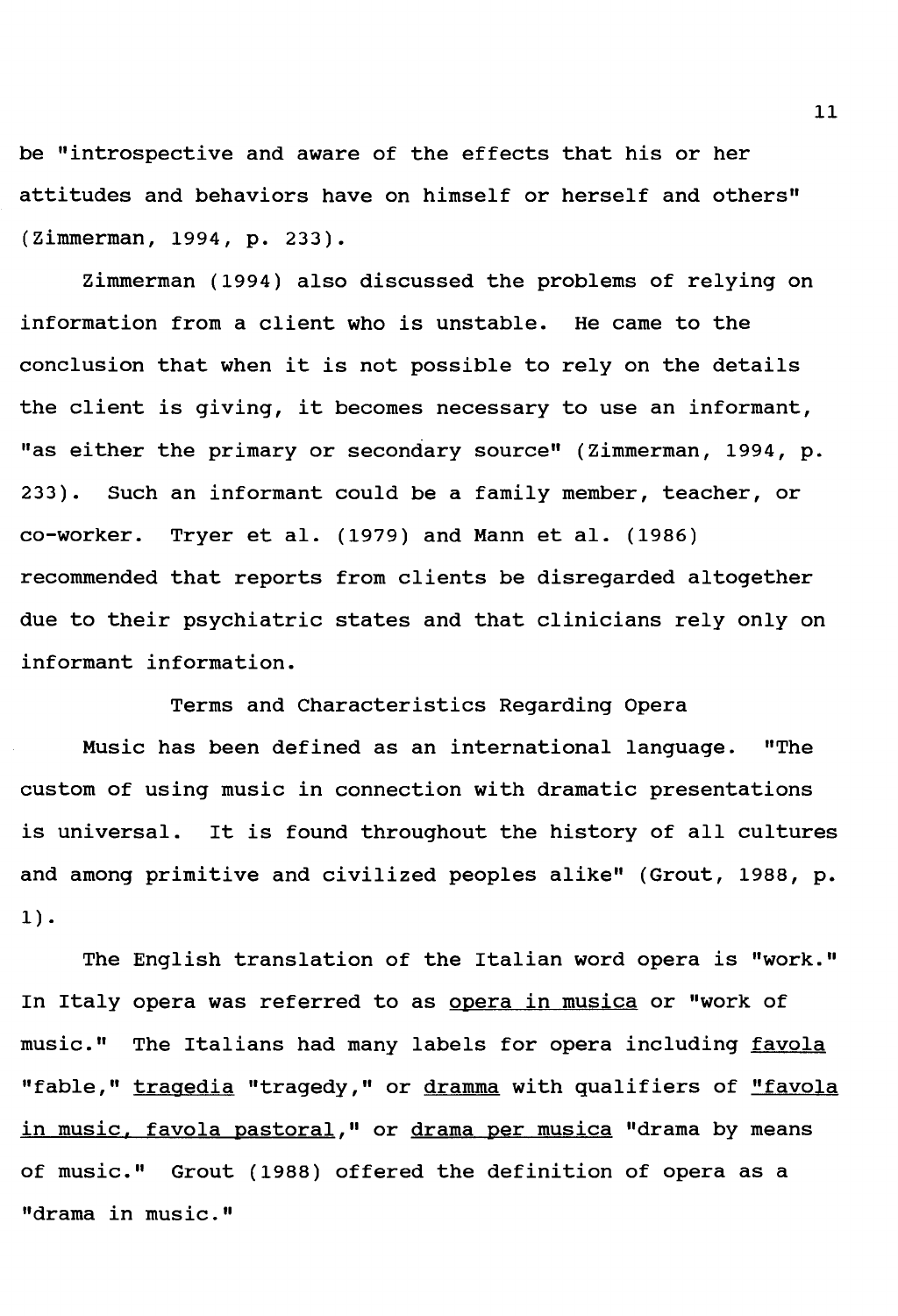be "introspective and aware of the effects that his or her attitudes and behaviors have on himself or herself and others" (Zimmerman, 1994, p. 233).

Zimmerman (1994) also discussed the problems of relying on information from a client who is unstable. He came to the conclusion that when it is not possible to rely on the details the client is giving, it becomes necessary to use an informant, "as either the primary or secondary source" (Zimmerman, 1994, p. 233). Such an informant could be a family member, teacher, or co-worker. Tryer et al. (1979) and Mann et al. (1986) recommended that reports from clients be disregarded altogether due to their psychiatric states and that clinicians rely only on informant information.

## Terms and Characteristics Regarding Opera

Music has been defined as an international language. "The custom of using music in connection with dramatic presentations is universal. It is found throughout the history of all cultures and among primitive and civilized peoples alike" (Grout, 1988, p. 1).

The English translation of the Italian word opera is "work." In Italy opera was referred to as _opera in musica_ or "work of music." The Italians had many labels for opera including _favola_ "fable," _tragedia_ "tragedy," or _dramma_ with qualifiers of _"favola in music, favola pastoral,"_ or _drama per musica_ "drama by means of music." Grout (1988) offered the definition of opera as a "drama in music."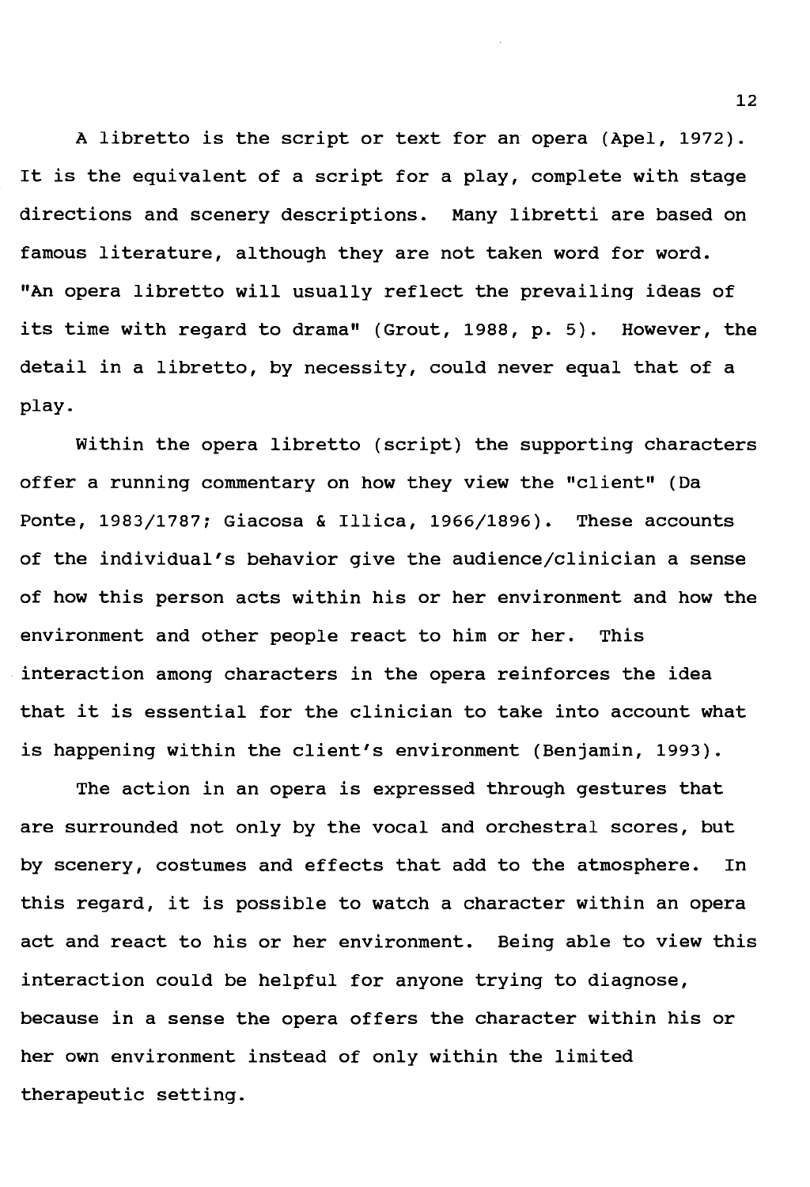A libretto is the script or text for an opera (Apel, 1972). It is the equivalent of a script for a play, complete with stage directions and scenery descriptions. Many libretti are based on famous literature, although they are not taken word for word. "An opera libretto will usually reflect the prevailing ideas of its time with regard to drama" (Grout, 1988, p. 5). However, the detail in a libretto, by necessity, could never equal that of a play.

Within the opera libretto (script) the supporting characters offer a running commentary on how they view the "client" (Da Ponte, 1983/1787; Giacosa & Illica, 1966/1896). These accounts of the individual's behavior give the audience/clinician a sense of how this person acts within his or her environment and how the environment and other people react to him or her. This interaction among characters in the opera reinforces the idea that it is essential for the clinician to take into account what is happening within the client's environment (Benjamin, 1993).

The action in an opera is expressed through gestures that are surrounded not only by the vocal and orchestral scores, but by scenery, costumes and effects that add to the atmosphere. In this regard, it is possible to watch a character within an opera act and react to his or her environment. Being able to view this interaction could be helpful for anyone trying to diagnose, because in a sense the opera offers the character within his or her own environment instead of only within the limited therapeutic setting.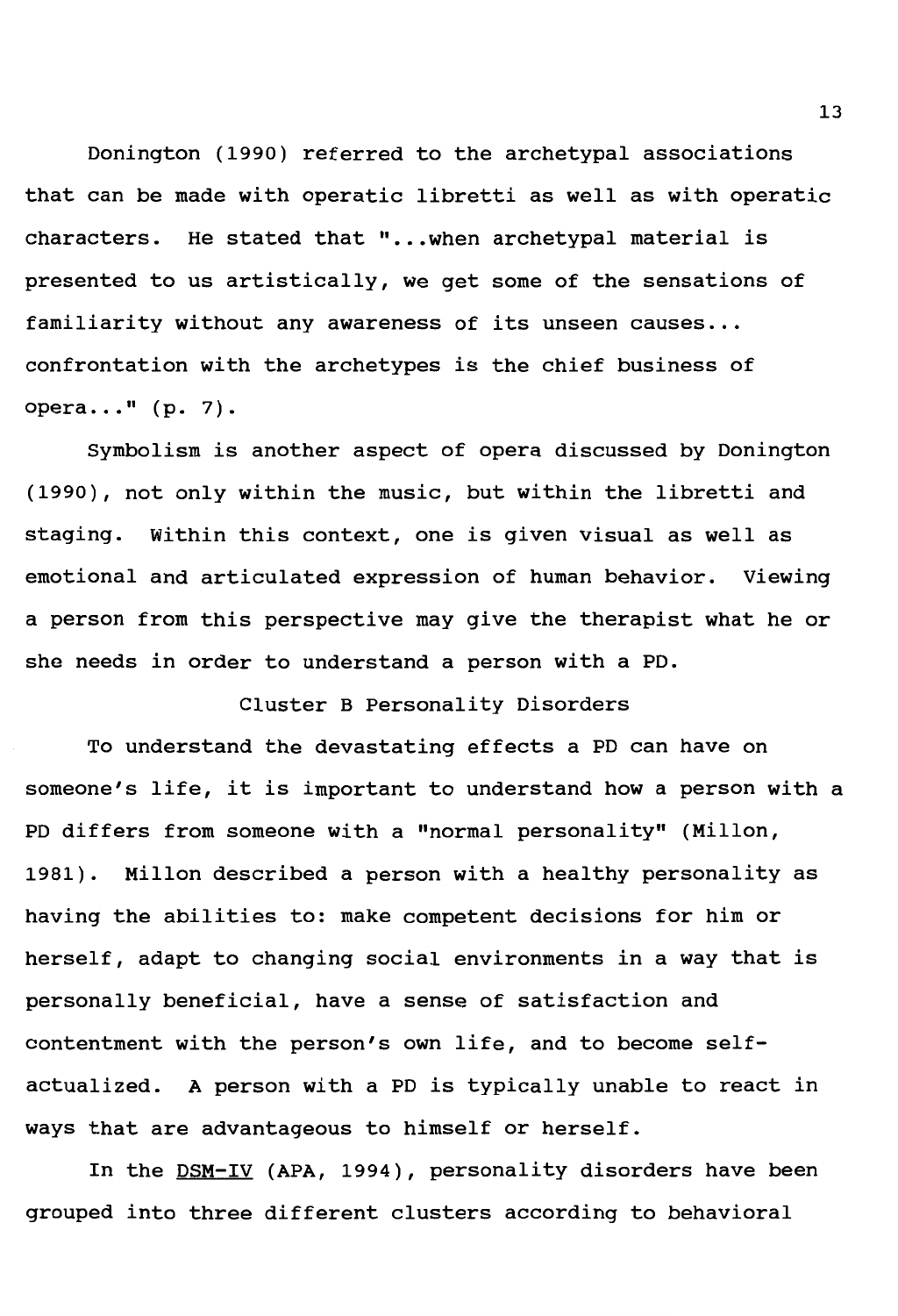Donington (1990) referred to the archetypal associations that can be made with operatic libretti as well as with operatic characters. He stated that "...when archetypal material is presented to us artistically, we get some of the sensations of familiarity without any awareness of its unseen causes... confrontation with the archetypes is the chief business of opera..." (p. 7).

Symbolism is another aspect of opera discussed by Donington (1990), not only within the music, but within the libretti and staging. Within this context, one is given visual as well as emotional and articulated expression of human behavior. Viewing a person from this perspective may give the therapist what he or she needs in order to understand a person with a PD.

## Cluster B Personality Disorders

To understand the devastating effects a PD can have on someone's life, it is important to understand how a person with a PD differs from someone with a "normal personality" (Millon, 1981). Millon described a person with a healthy personality as having the abilities to: make competent decisions for him or herself, adapt to changing social environments in a way that is personally beneficial, have a sense of satisfaction and contentment with the person's own life, and to become self-actualized. A person with a PD is typically unable to react in ways that are advantageous to himself or herself.

In the DSM-IV (APA, 1994), personality disorders have been grouped into three different clusters according to behavioral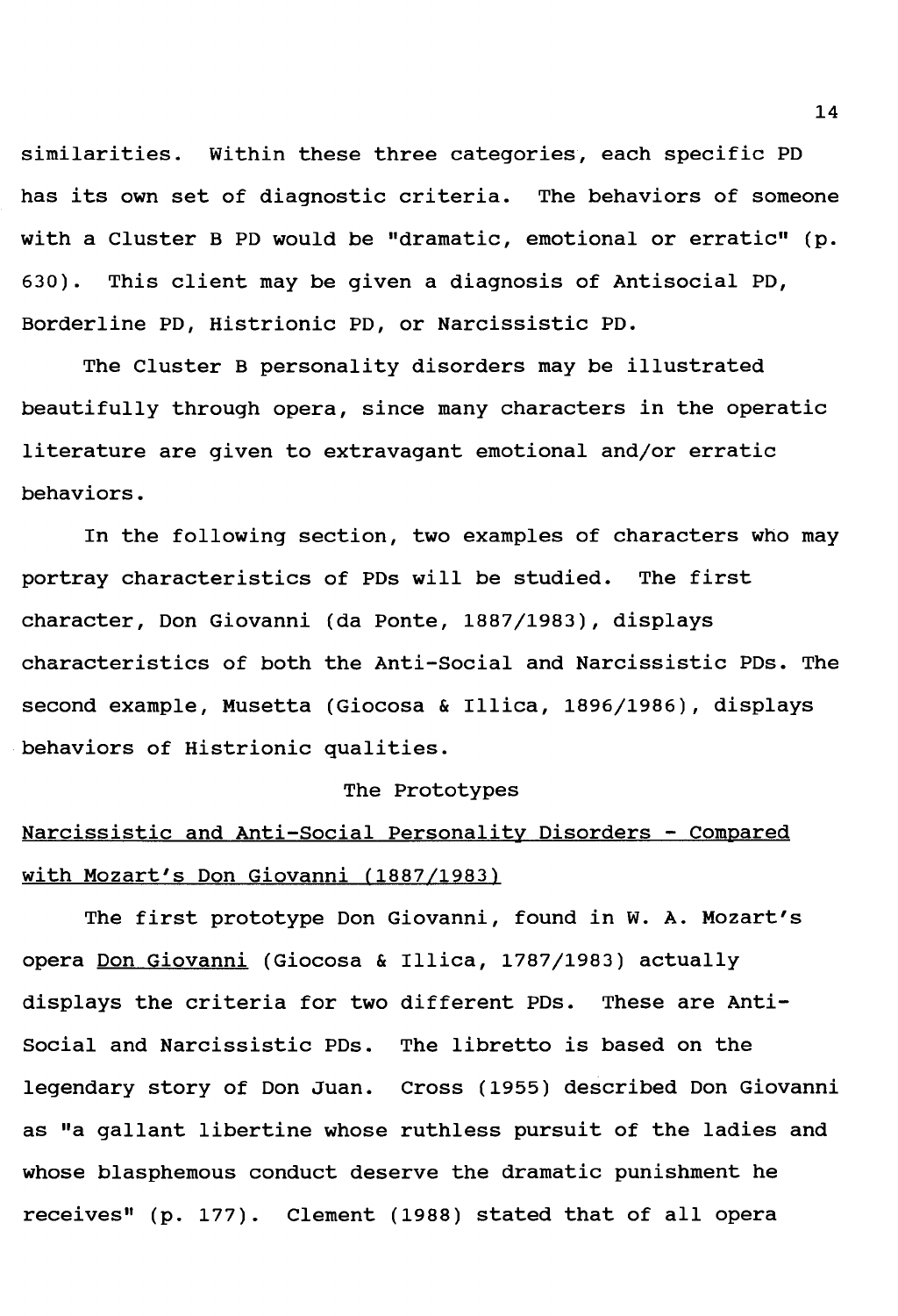similarities. Within these three categories, each specific PD has its own set of diagnostic criteria. The behaviors of someone with a Cluster B PD would be "dramatic, emotional or erratic" (p. 630). This client may be given a diagnosis of Antisocial PD, Borderline PD, Histrionic PD, or Narcissistic PD.

The Cluster B personality disorders may be illustrated beautifully through opera, since many characters in the operatic literature are given to extravagant emotional and/or erratic behaviors.

In the following section, two examples of characters who may portray characteristics of PDs will be studied. The first character, Don Giovanni (da Ponte, 1887/1983), displays characteristics of both the Anti-Social and Narcissistic PDs. The second example, Musetta (Giocosa & Illica, 1896/1986), displays behaviors of Histrionic qualities.

## The Prototypes

### Narcissistic and Anti-Social Personality Disorders - Compared with Mozart's Don Giovanni (1887/1983)

The first prototype Don Giovanni, found in W. A. Mozart's opera _Don Giovanni_ (Giocosa & Illica, 1787/1983) actually displays the criteria for two different PDs. These are Anti-Social and Narcissistic PDs. The libretto is based on the legendary story of Don Juan. Cross (1955) described Don Giovanni as "a gallant libertine whose ruthless pursuit of the ladies and whose blasphemous conduct deserve the dramatic punishment he receives" (p. 177). Clement (1988) stated that of all opera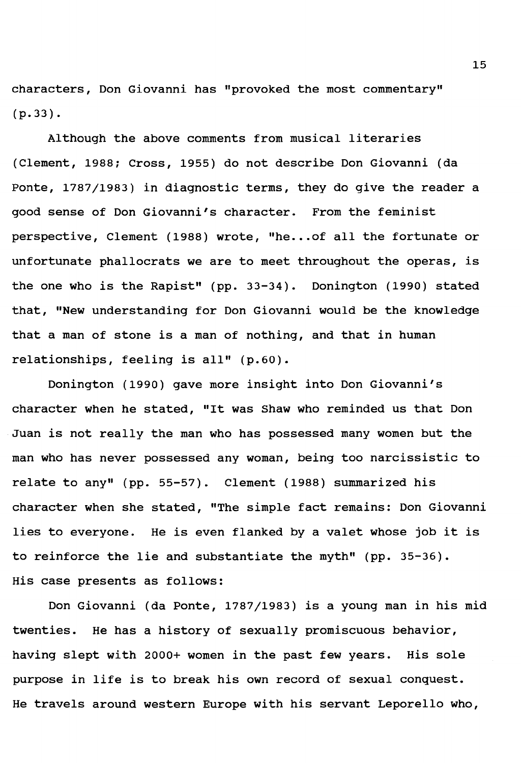characters, Don Giovanni has "provoked the most commentary" (p.33).

Although the above comments from musical literaries (Clement, 1988; Cross, 1955) do not describe Don Giovanni (da Ponte, 1787/1983) in diagnostic terms, they do give the reader a good sense of Don Giovanni's character. From the feminist perspective, Clement (1988) wrote, "he...of all the fortunate or unfortunate phallocrats we are to meet throughout the operas, is the one who is the Rapist" (pp. 33-34). Donington (1990) stated that, "New understanding for Don Giovanni would be the knowledge that a man of stone is a man of nothing, and that in human relationships, feeling is all" (p.60).

Donington (1990) gave more insight into Don Giovanni's character when he stated, "It was Shaw who reminded us that Don Juan is not really the man who has possessed many women but the man who has never possessed any woman, being too narcissistic to relate to any" (pp. 55-57). Clement (1988) summarized his character when she stated, "The simple fact remains: Don Giovanni lies to everyone. He is even flanked by a valet whose job it is to reinforce the lie and substantiate the myth" (pp. 35-36). His case presents as follows:

Don Giovanni (da Ponte, 1787/1983) is a young man in his mid twenties. He has a history of sexually promiscuous behavior, having slept with 2000+ women in the past few years. His sole purpose in life is to break his own record of sexual conquest. He travels around western Europe with his servant Leporello who,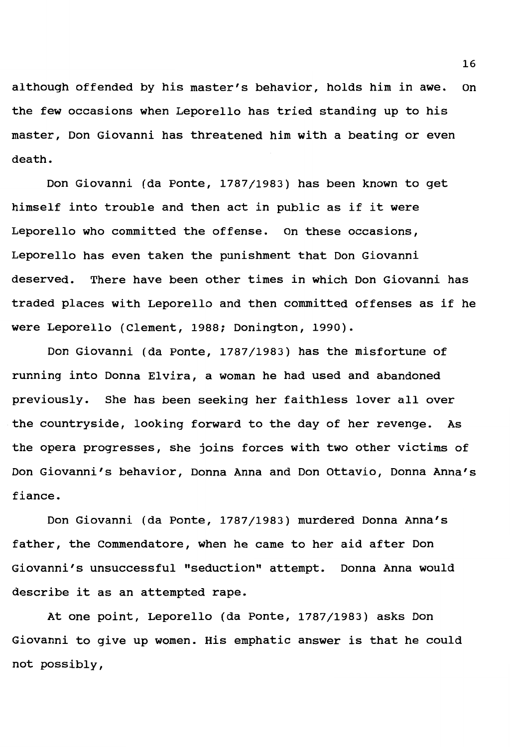although offended by his master's behavior, holds him in awe. On the few occasions when Leporello has tried standing up to his master, Don Giovanni has threatened him with a beating or even death.

Don Giovanni (da Ponte, 1787/1983) has been known to get himself into trouble and then act in public as if it were Leporello who committed the offense. On these occasions, Leporello has even taken the punishment that Don Giovanni deserved. There have been other times in which Don Giovanni has traded places with Leporello and then committed offenses as if he were Leporello (Clement, 1988; Donington, 1990).

Don Giovanni (da Ponte, 1787/1983) has the misfortune of running into Donna Elvira, a woman he had used and abandoned previously. She has been seeking her faithless lover all over the countryside, looking forward to the day of her revenge. As the opera progresses, she joins forces with two other victims of Don Giovanni's behavior, Donna Anna and Don Ottavio, Donna Anna's fiance.

Don Giovanni (da Ponte, 1787/1983) murdered Donna Anna's father, the Commendatore, when he came to her aid after Don Giovanni's unsuccessful "seduction" attempt. Donna Anna would describe it as an attempted rape.

At one point, Leporello (da Ponte, 1787/1983) asks Don Giovanni to give up women. His emphatic answer is that he could not possibly,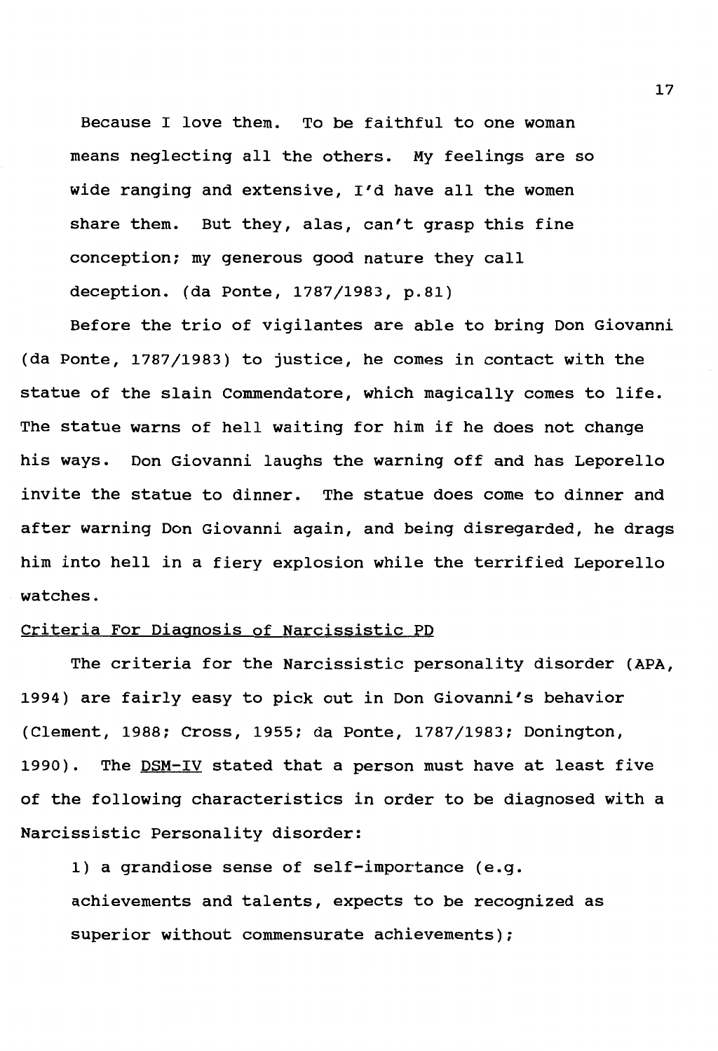> Because I love them. To be faithful to one woman means neglecting all the others. My feelings are so wide ranging and extensive, I'd have all the women share them. But they, alas, can't grasp this fine conception; my generous good nature they call deception. (da Ponte, 1787/1983, p.81)

Before the trio of vigilantes are able to bring Don Giovanni (da Ponte, 1787/1983) to justice, he comes in contact with the statue of the slain Commendatore, which magically comes to life. The statue warns of hell waiting for him if he does not change his ways. Don Giovanni laughs the warning off and has Leporello invite the statue to dinner. The statue does come to dinner and after warning Don Giovanni again, and being disregarded, he drags him into hell in a fiery explosion while the terrified Leporello watches.

## Criteria For Diagnosis of Narcissistic PD

The criteria for the Narcissistic personality disorder (APA, 1994) are fairly easy to pick out in Don Giovanni's behavior (Clement, 1988; Cross, 1955; da Ponte, 1787/1983; Donington, 1990). The DSM-IV stated that a person must have at least five of the following characteristics in order to be diagnosed with a Narcissistic Personality disorder:

> 1) a grandiose sense of self-importance (e.g. achievements and talents, expects to be recognized as superior without commensurate achievements);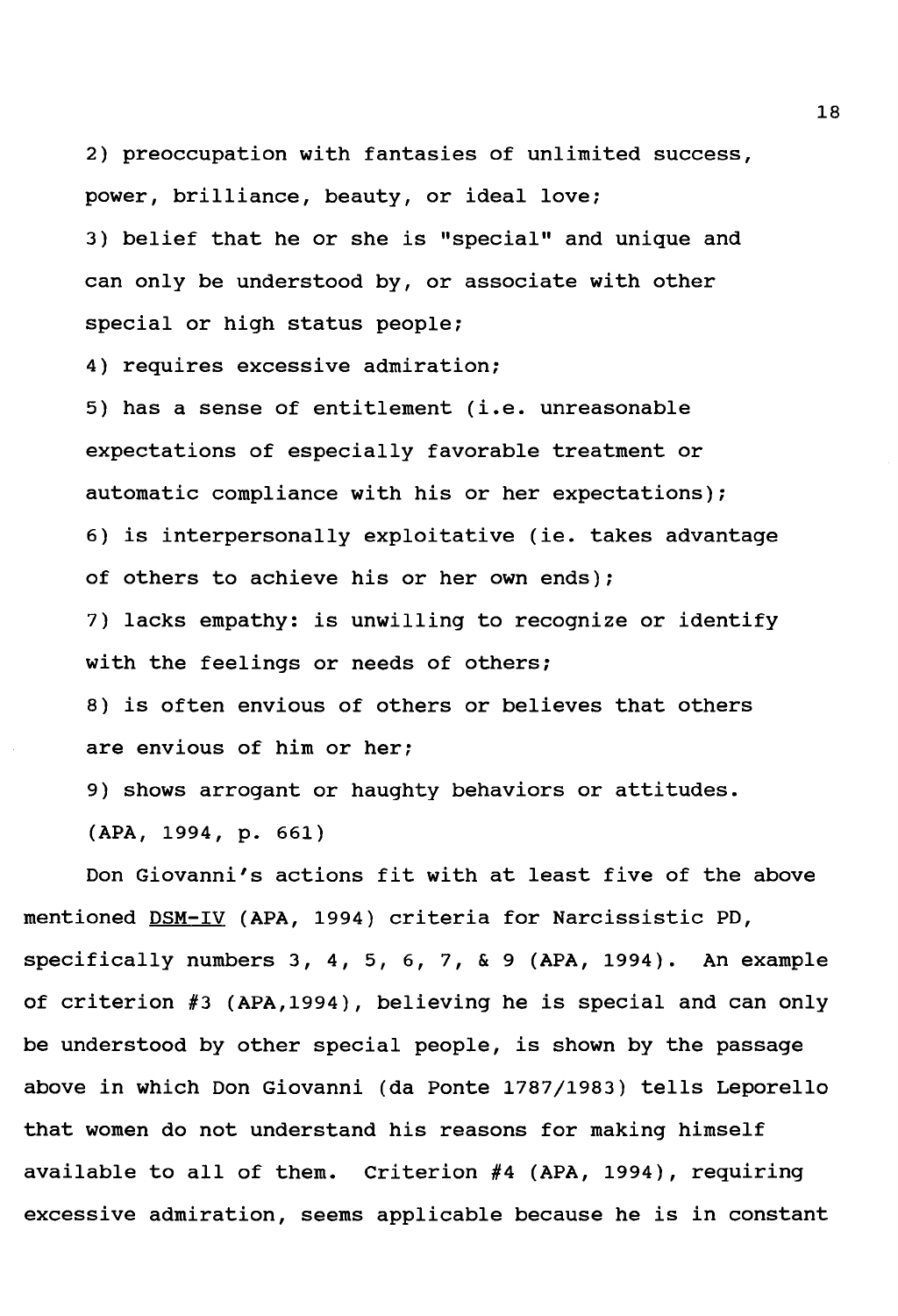2) preoccupation with fantasies of unlimited success, power, brilliance, beauty, or ideal love;

3) belief that he or she is "special" and unique and can only be understood by, or associate with other special or high status people;

4) requires excessive admiration;

5) has a sense of entitlement (i.e. unreasonable expectations of especially favorable treatment or automatic compliance with his or her expectations);

6) is interpersonally exploitative (ie. takes advantage of others to achieve his or her own ends);

7) lacks empathy: is unwilling to recognize or identify with the feelings or needs of others;

8) is often envious of others or believes that others are envious of him or her;

9) shows arrogant or haughty behaviors or attitudes.

(APA, 1994, p. 661)

Don Giovanni's actions fit with at least five of the above mentioned DSM-IV (APA, 1994) criteria for Narcissistic PD, specifically numbers 3, 4, 5, 6, 7, & 9 (APA, 1994). An example of criterion #3 (APA,1994), believing he is special and can only be understood by other special people, is shown by the passage above in which Don Giovanni (da Ponte 1787/1983) tells Leporello that women do not understand his reasons for making himself available to all of them. Criterion #4 (APA, 1994), requiring excessive admiration, seems applicable because he is in constant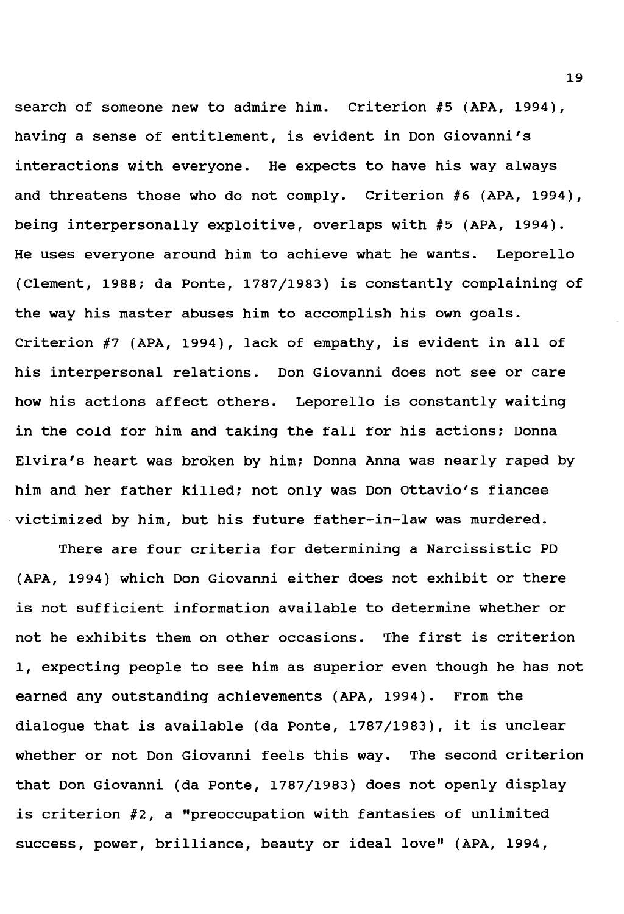search of someone new to admire him. Criterion #5 (APA, 1994), having a sense of entitlement, is evident in Don Giovanni's interactions with everyone. He expects to have his way always and threatens those who do not comply. Criterion #6 (APA, 1994), being interpersonally exploitive, overlaps with #5 (APA, 1994). He uses everyone around him to achieve what he wants. Leporello (Clement, 1988; da Ponte, 1787/1983) is constantly complaining of the way his master abuses him to accomplish his own goals. Criterion #7 (APA, 1994), lack of empathy, is evident in all of his interpersonal relations. Don Giovanni does not see or care how his actions affect others. Leporello is constantly waiting in the cold for him and taking the fall for his actions; Donna Elvira's heart was broken by him; Donna Anna was nearly raped by him and her father killed; not only was Don Ottavio's fiancee victimized by him, but his future father-in-law was murdered.

There are four criteria for determining a Narcissistic PD (APA, 1994) which Don Giovanni either does not exhibit or there is not sufficient information available to determine whether or not he exhibits them on other occasions. The first is criterion 1, expecting people to see him as superior even though he has not earned any outstanding achievements (APA, 1994). From the dialogue that is available (da Ponte, 1787/1983), it is unclear whether or not Don Giovanni feels this way. The second criterion that Don Giovanni (da Ponte, 1787/1983) does not openly display is criterion #2, a "preoccupation with fantasies of unlimited success, power, brilliance, beauty or ideal love" (APA, 1994,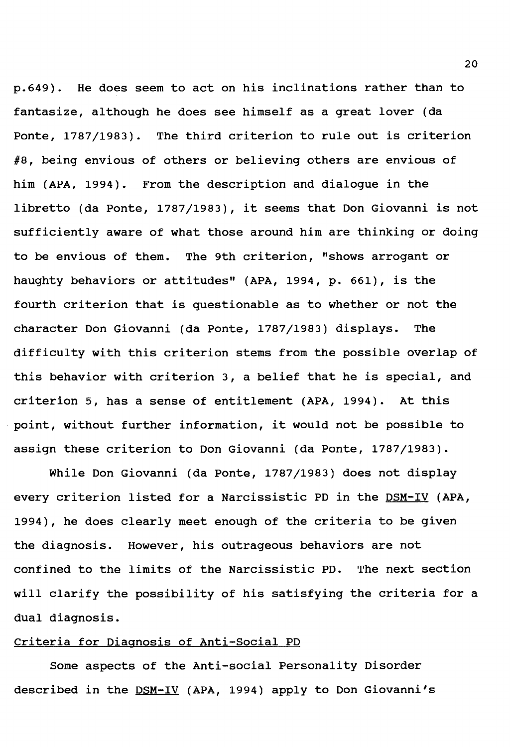p.649). He does seem to act on his inclinations rather than to fantasize, although he does see himself as a great lover (da Ponte, 1787/1983). The third criterion to rule out is criterion #8, being envious of others or believing others are envious of him (APA, 1994). From the description and dialogue in the libretto (da Ponte, 1787/1983), it seems that Don Giovanni is not sufficiently aware of what those around him are thinking or doing to be envious of them. The 9th criterion, "shows arrogant or haughty behaviors or attitudes" (APA, 1994, p. 661), is the fourth criterion that is questionable as to whether or not the character Don Giovanni (da Ponte, 1787/1983) displays. The difficulty with this criterion stems from the possible overlap of this behavior with criterion 3, a belief that he is special, and criterion 5, has a sense of entitlement (APA, 1994). At this point, without further information, it would not be possible to assign these criterion to Don Giovanni (da Ponte, 1787/1983).

While Don Giovanni (da Ponte, 1787/1983) does not display every criterion listed for a Narcissistic PD in the DSM-IV (APA, 1994), he does clearly meet enough of the criteria to be given the diagnosis. However, his outrageous behaviors are not confined to the limits of the Narcissistic PD. The next section will clarify the possibility of his satisfying the criteria for a dual diagnosis.

## Criteria for Diagnosis of Anti-Social PD

Some aspects of the Anti-social Personality Disorder described in the DSM-IV (APA, 1994) apply to Don Giovanni's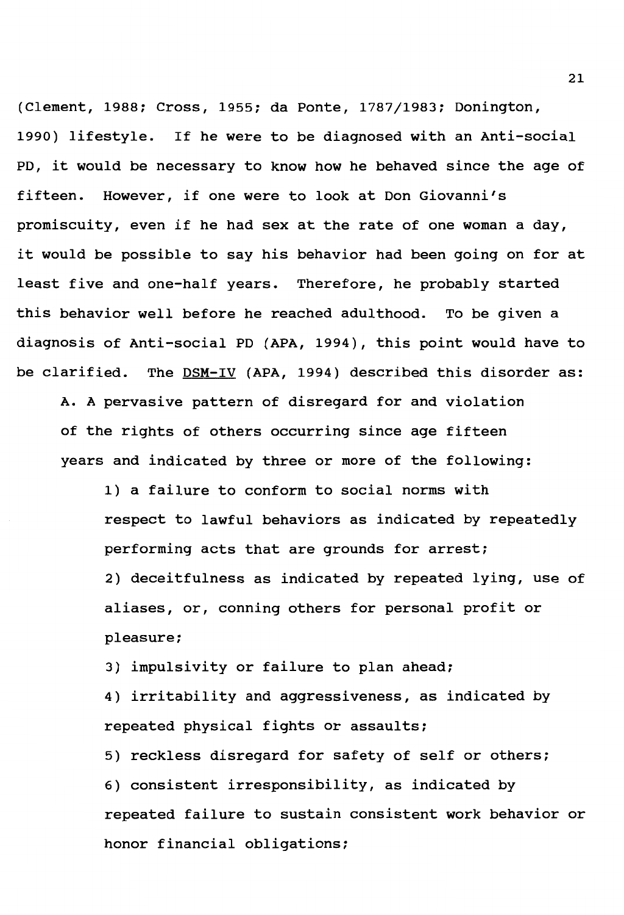(Clement, 1988; Cross, 1955; da Ponte, 1787/1983; Donington, 1990) lifestyle. If he were to be diagnosed with an Anti-social PD, it would be necessary to know how he behaved since the age of fifteen. However, if one were to look at Don Giovanni's promiscuity, even if he had sex at the rate of one woman a day, it would be possible to say his behavior had been going on for at least five and one-half years. Therefore, he probably started this behavior well before he reached adulthood. To be given a diagnosis of Anti-social PD (APA, 1994), this point would have to be clarified. The DSM-IV (APA, 1994) described this disorder as:

> A. A pervasive pattern of disregard for and violation of the rights of others occurring since age fifteen years and indicated by three or more of the following:
>
> 1) a failure to conform to social norms with respect to lawful behaviors as indicated by repeatedly performing acts that are grounds for arrest;
>
> 2) deceitfulness as indicated by repeated lying, use of aliases, or, conning others for personal profit or pleasure;
>
> 3) impulsivity or failure to plan ahead;
>
> 4) irritability and aggressiveness, as indicated by repeated physical fights or assaults;
>
> 5) reckless disregard for safety of self or others;
>
> 6) consistent irresponsibility, as indicated by repeated failure to sustain consistent work behavior or honor financial obligations;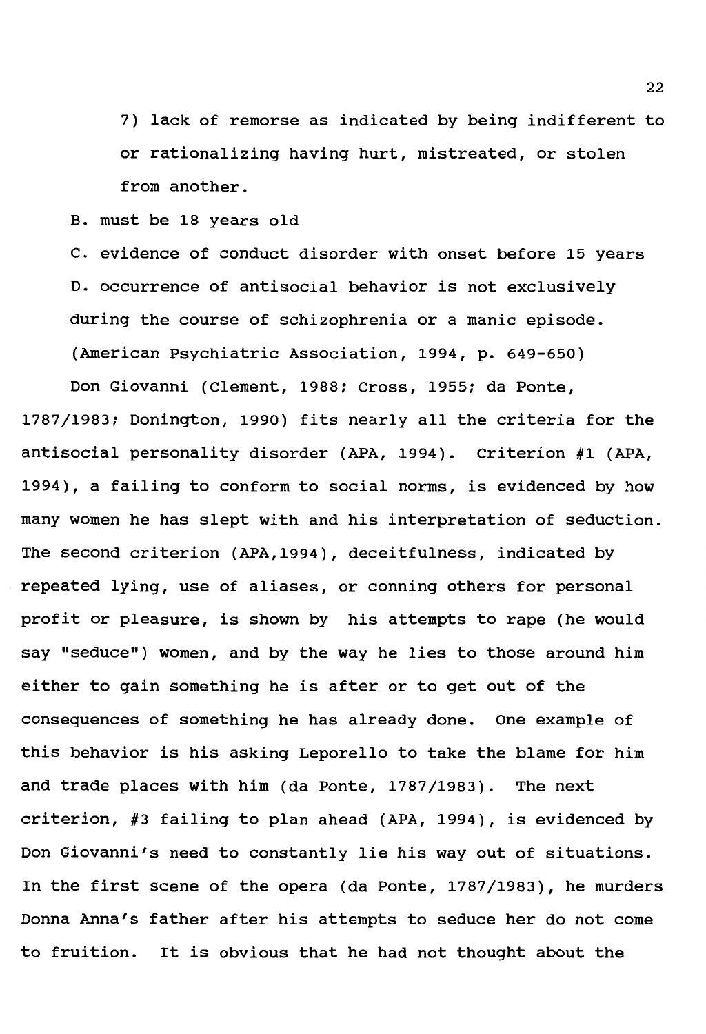7) lack of remorse as indicated by being indifferent to or rationalizing having hurt, mistreated, or stolen from another.

B. must be 18 years old

C. evidence of conduct disorder with onset before 15 years

D. occurrence of antisocial behavior is not exclusively during the course of schizophrenia or a manic episode.

(American Psychiatric Association, 1994, p. 649-650)

Don Giovanni (Clement, 1988; Cross, 1955; da Ponte, 1787/1983; Donington, 1990) fits nearly all the criteria for the antisocial personality disorder (APA, 1994). Criterion #1 (APA, 1994), a failing to conform to social norms, is evidenced by how many women he has slept with and his interpretation of seduction. The second criterion (APA,1994), deceitfulness, indicated by repeated lying, use of aliases, or conning others for personal profit or pleasure, is shown by his attempts to rape (he would say "seduce") women, and by the way he lies to those around him either to gain something he is after or to get out of the consequences of something he has already done. One example of this behavior is his asking Leporello to take the blame for him and trade places with him (da Ponte, 1787/1983). The next criterion, #3 failing to plan ahead (APA, 1994), is evidenced by Don Giovanni's need to constantly lie his way out of situations. In the first scene of the opera (da Ponte, 1787/1983), he murders Donna Anna's father after his attempts to seduce her do not come to fruition. It is obvious that he had not thought about the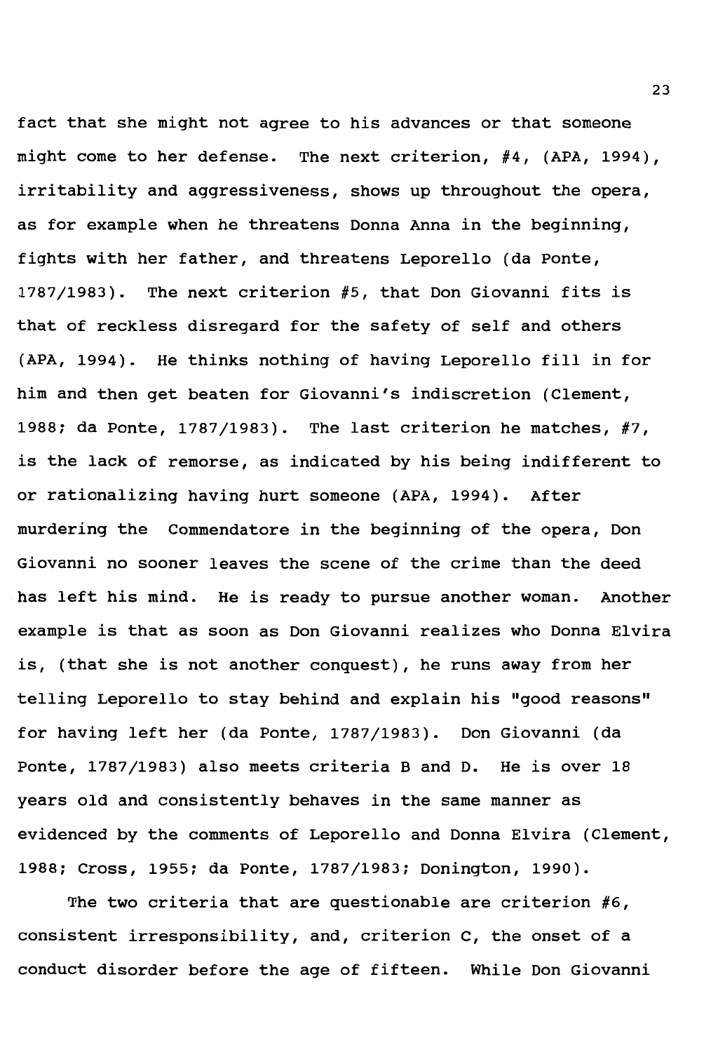fact that she might not agree to his advances or that someone might come to her defense. The next criterion, #4, (APA, 1994), irritability and aggressiveness, shows up throughout the opera, as for example when he threatens Donna Anna in the beginning, fights with her father, and threatens Leporello (da Ponte, 1787/1983). The next criterion #5, that Don Giovanni fits is that of reckless disregard for the safety of self and others (APA, 1994). He thinks nothing of having Leporello fill in for him and then get beaten for Giovanni's indiscretion (Clement, 1988; da Ponte, 1787/1983). The last criterion he matches, #7, is the lack of remorse, as indicated by his being indifferent to or rationalizing having hurt someone (APA, 1994). After murdering the Commendatore in the beginning of the opera, Don Giovanni no sooner leaves the scene of the crime than the deed has left his mind. He is ready to pursue another woman. Another example is that as soon as Don Giovanni realizes who Donna Elvira is, (that she is not another conquest), he runs away from her telling Leporello to stay behind and explain his "good reasons" for having left her (da Ponte, 1787/1983). Don Giovanni (da Ponte, 1787/1983) also meets criteria B and D. He is over 18 years old and consistently behaves in the same manner as evidenced by the comments of Leporello and Donna Elvira (Clement, 1988; Cross, 1955; da Ponte, 1787/1983; Donington, 1990).

The two criteria that are questionable are criterion #6, consistent irresponsibility, and, criterion C, the onset of a conduct disorder before the age of fifteen. While Don Giovanni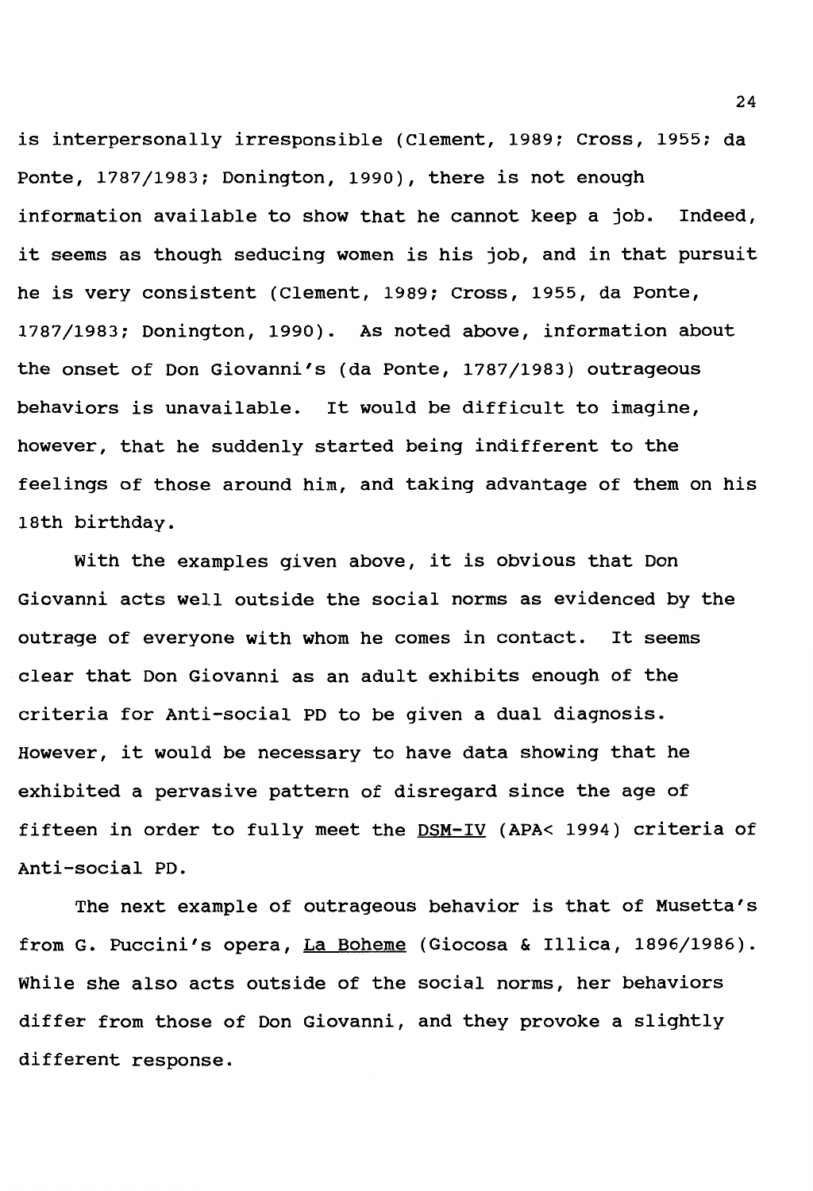is interpersonally irresponsible (Clement, 1989; Cross, 1955; da Ponte, 1787/1983; Donington, 1990), there is not enough information available to show that he cannot keep a job. Indeed, it seems as though seducing women is his job, and in that pursuit he is very consistent (Clement, 1989; Cross, 1955, da Ponte, 1787/1983; Donington, 1990). As noted above, information about the onset of Don Giovanni's (da Ponte, 1787/1983) outrageous behaviors is unavailable. It would be difficult to imagine, however, that he suddenly started being indifferent to the feelings of those around him, and taking advantage of them on his 18th birthday.

With the examples given above, it is obvious that Don Giovanni acts well outside the social norms as evidenced by the outrage of everyone with whom he comes in contact. It seems clear that Don Giovanni as an adult exhibits enough of the criteria for Anti-social PD to be given a dual diagnosis. However, it would be necessary to have data showing that he exhibited a pervasive pattern of disregard since the age of fifteen in order to fully meet the DSM-IV (APA< 1994) criteria of Anti-social PD.

The next example of outrageous behavior is that of Musetta's from G. Puccini's opera, La Boheme (Giocosa & Illica, 1896/1986). While she also acts outside of the social norms, her behaviors differ from those of Don Giovanni, and they provoke a slightly different response.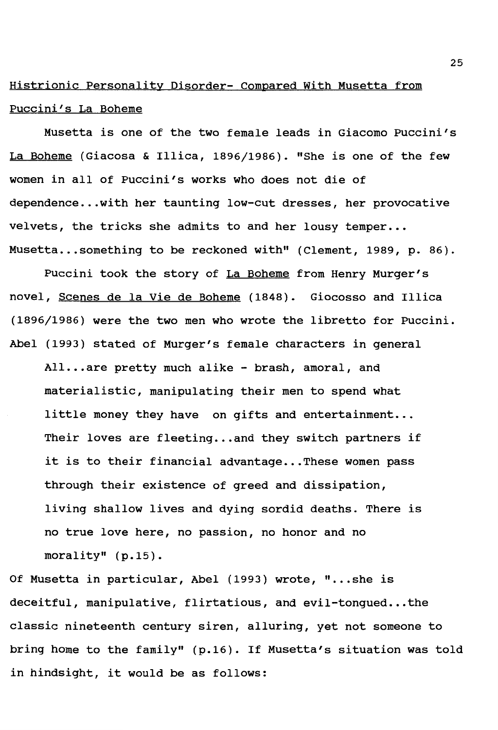Histrionic Personality Disorder- Compared With Musetta from Puccini's La Boheme

Musetta is one of the two female leads in Giacomo Puccini's La Boheme (Giacosa & Illica, 1896/1986). "She is one of the few women in all of Puccini's works who does not die of dependence...with her taunting low-cut dresses, her provocative velvets, the tricks she admits to and her lousy temper... Musetta...something to be reckoned with" (Clement, 1989, p. 86).

Puccini took the story of La Boheme from Henry Murger's novel, Scenes de la Vie de Boheme (1848). Giocosso and Illica (1896/1986) were the two men who wrote the libretto for Puccini. Abel (1993) stated of Murger's female characters in general

> All...are pretty much alike - brash, amoral, and materialistic, manipulating their men to spend what little money they have on gifts and entertainment... Their loves are fleeting...and they switch partners if it is to their financial advantage...These women pass through their existence of greed and dissipation, living shallow lives and dying sordid deaths. There is no true love here, no passion, no honor and no morality" (p.15).

Of Musetta in particular, Abel (1993) wrote, "...she is deceitful, manipulative, flirtatious, and evil-tongued...the classic nineteenth century siren, alluring, yet not someone to bring home to the family" (p.16). If Musetta's situation was told in hindsight, it would be as follows: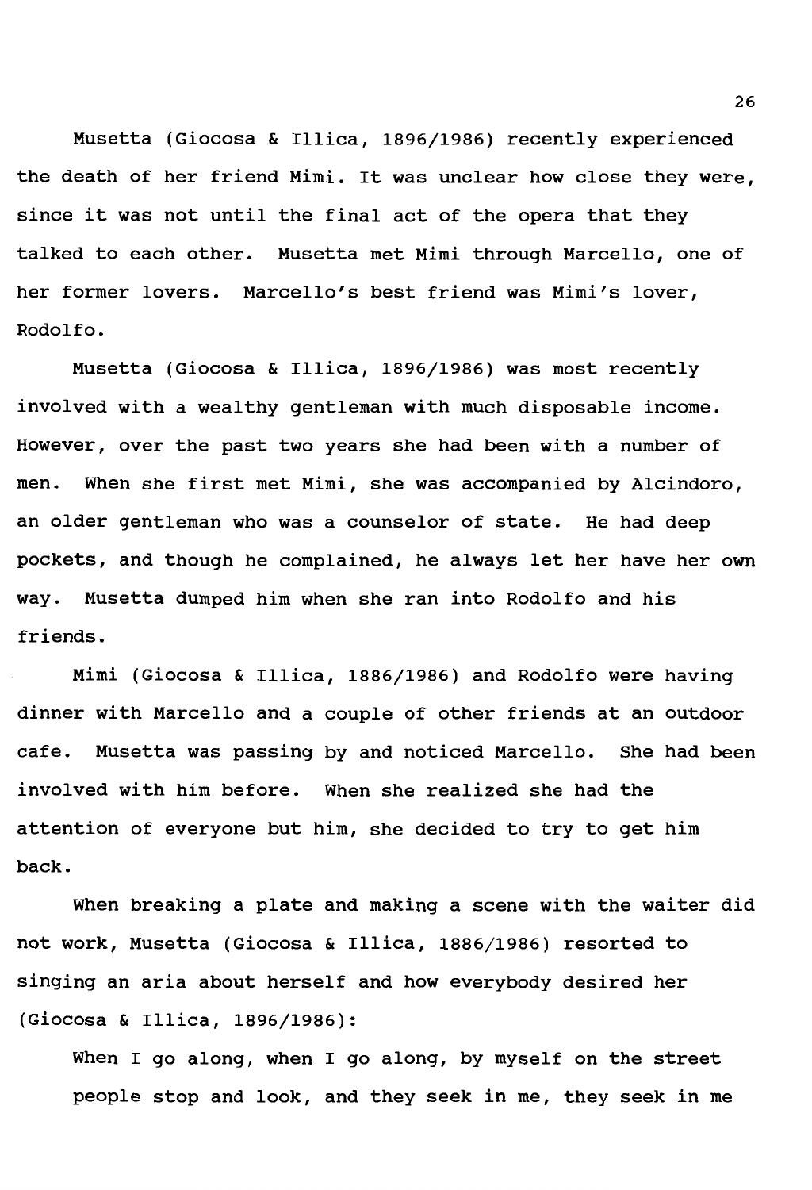Musetta (Giocosa & Illica, 1896/1986) recently experienced the death of her friend Mimi. It was unclear how close they were, since it was not until the final act of the opera that they talked to each other. Musetta met Mimi through Marcello, one of her former lovers. Marcello's best friend was Mimi's lover, Rodolfo.

Musetta (Giocosa & Illica, 1896/1986) was most recently involved with a wealthy gentleman with much disposable income. However, over the past two years she had been with a number of men. When she first met Mimi, she was accompanied by Alcindoro, an older gentleman who was a counselor of state. He had deep pockets, and though he complained, he always let her have her own way. Musetta dumped him when she ran into Rodolfo and his friends.

Mimi (Giocosa & Illica, 1886/1986) and Rodolfo were having dinner with Marcello and a couple of other friends at an outdoor cafe. Musetta was passing by and noticed Marcello. She had been involved with him before. When she realized she had the attention of everyone but him, she decided to try to get him back.

When breaking a plate and making a scene with the waiter did not work, Musetta (Giocosa & Illica, 1886/1986) resorted to singing an aria about herself and how everybody desired her (Giocosa & Illica, 1896/1986):

> When I go along, when I go along, by myself on the street
> people stop and look, and they seek in me, they seek in me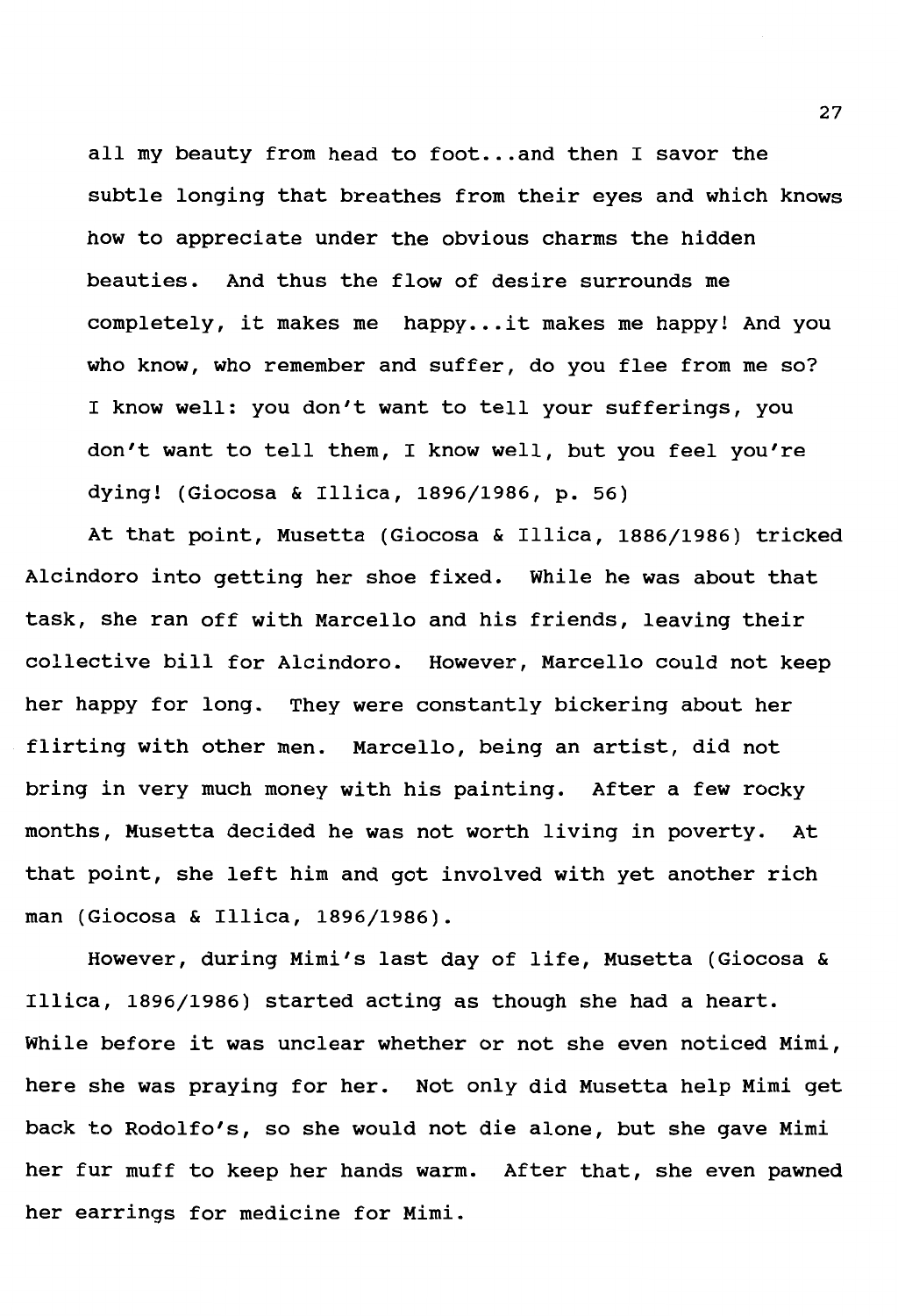all my beauty from head to foot...and then I savor the subtle longing that breathes from their eyes and which knows how to appreciate under the obvious charms the hidden beauties. And thus the flow of desire surrounds me completely, it makes me happy...it makes me happy! And you who know, who remember and suffer, do you flee from me so? I know well: you don't want to tell your sufferings, you don't want to tell them, I know well, but you feel you're dying! (Giocosa & Illica, 1896/1986, p. 56)

At that point, Musetta (Giocosa & Illica, 1886/1986) tricked Alcindoro into getting her shoe fixed. While he was about that task, she ran off with Marcello and his friends, leaving their collective bill for Alcindoro. However, Marcello could not keep her happy for long. They were constantly bickering about her flirting with other men. Marcello, being an artist, did not bring in very much money with his painting. After a few rocky months, Musetta decided he was not worth living in poverty. At that point, she left him and got involved with yet another rich man (Giocosa & Illica, 1896/1986).

However, during Mimi's last day of life, Musetta (Giocosa & Illica, 1896/1986) started acting as though she had a heart. While before it was unclear whether or not she even noticed Mimi, here she was praying for her. Not only did Musetta help Mimi get back to Rodolfo's, so she would not die alone, but she gave Mimi her fur muff to keep her hands warm. After that, she even pawned her earrings for medicine for Mimi.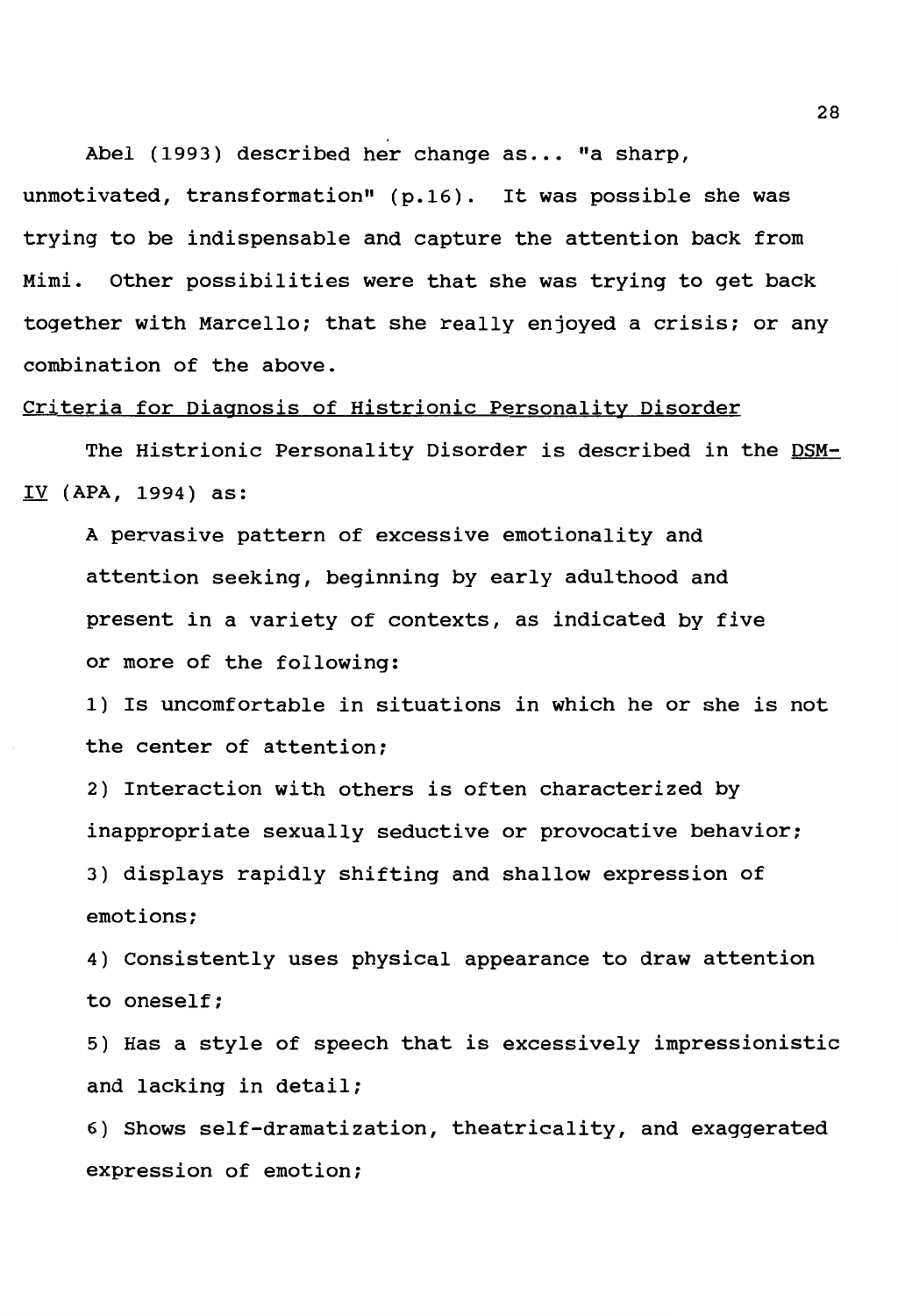Abel (1993) described her change as... "a sharp, unmotivated, transformation" (p.16). It was possible she was trying to be indispensable and capture the attention back from Mimi. Other possibilities were that she was trying to get back together with Marcello; that she really enjoyed a crisis; or any combination of the above.

<u>Criteria for Diagnosis of Histrionic Personality Disorder</u>

The Histrionic Personality Disorder is described in the <u>DSM-IV</u> (APA, 1994) as:

> A pervasive pattern of excessive emotionality and attention seeking, beginning by early adulthood and present in a variety of contexts, as indicated by five or more of the following:
>
> 1) Is uncomfortable in situations in which he or she is not the center of attention;
>
> 2) Interaction with others is often characterized by inappropriate sexually seductive or provocative behavior;
>
> 3) displays rapidly shifting and shallow expression of emotions;
>
> 4) Consistently uses physical appearance to draw attention to oneself;
>
> 5) Has a style of speech that is excessively impressionistic and lacking in detail;
>
> 6) Shows self-dramatization, theatricality, and exaggerated expression of emotion;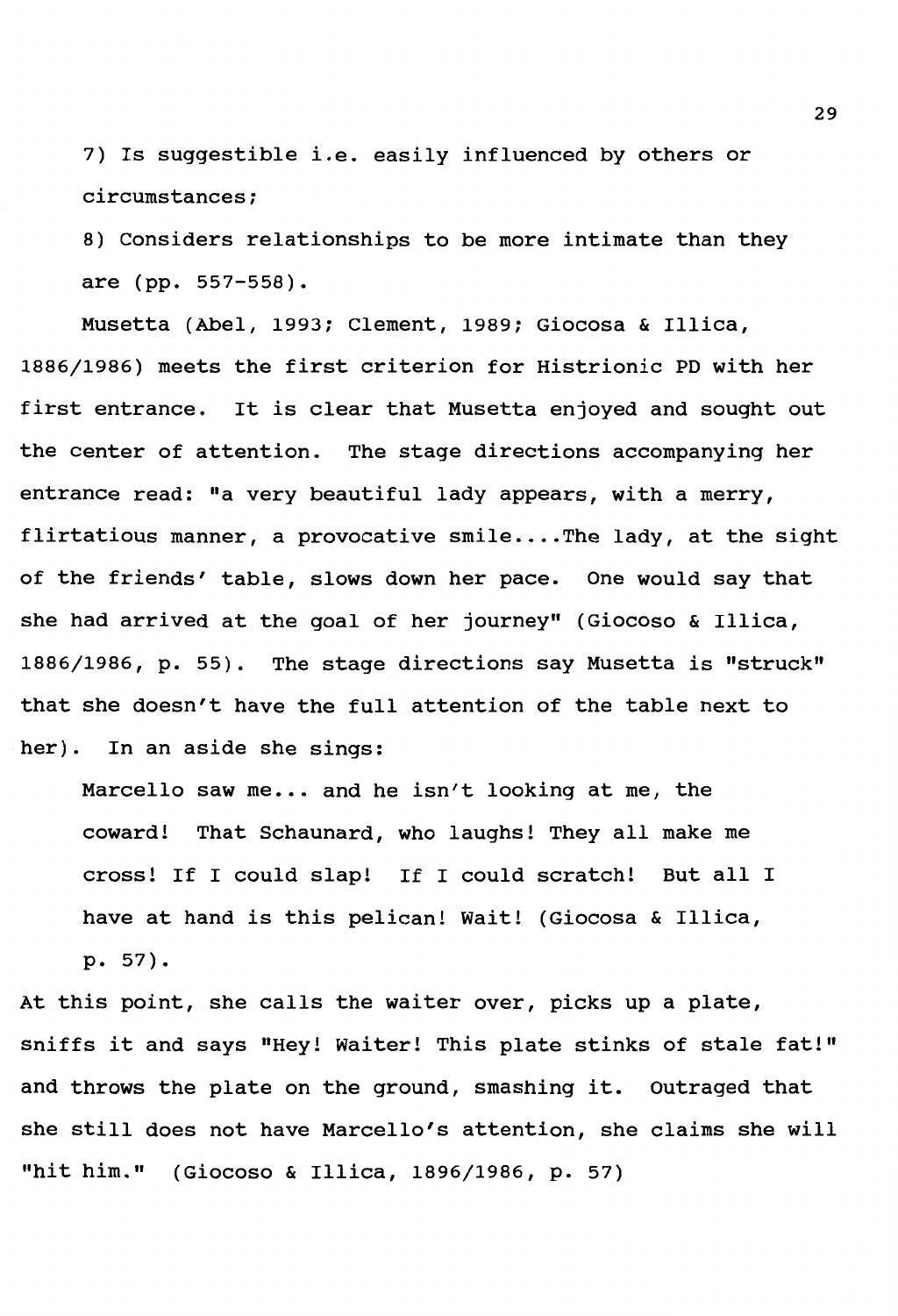7) Is suggestible i.e. easily influenced by others or circumstances;

8) Considers relationships to be more intimate than they are (pp. 557-558).

Musetta (Abel, 1993; Clement, 1989; Giocosa & Illica, 1886/1986) meets the first criterion for Histrionic PD with her first entrance. It is clear that Musetta enjoyed and sought out the center of attention. The stage directions accompanying her entrance read: "a very beautiful lady appears, with a merry, flirtatious manner, a provocative smile....The lady, at the sight of the friends' table, slows down her pace. One would say that she had arrived at the goal of her journey" (Giocoso & Illica, 1886/1986, p. 55). The stage directions say Musetta is "struck" that she doesn't have the full attention of the table next to her). In an aside she sings:

> Marcello saw me... and he isn't looking at me, the coward! That Schaunard, who laughs! They all make me cross! If I could slap! If I could scratch! But all I have at hand is this pelican! Wait! (Giocosa & Illica, p. 57).

At this point, she calls the waiter over, picks up a plate, sniffs it and says "Hey! Waiter! This plate stinks of stale fat!" and throws the plate on the ground, smashing it. Outraged that she still does not have Marcello's attention, she claims she will "hit him." (Giocoso & Illica, 1896/1986, p. 57)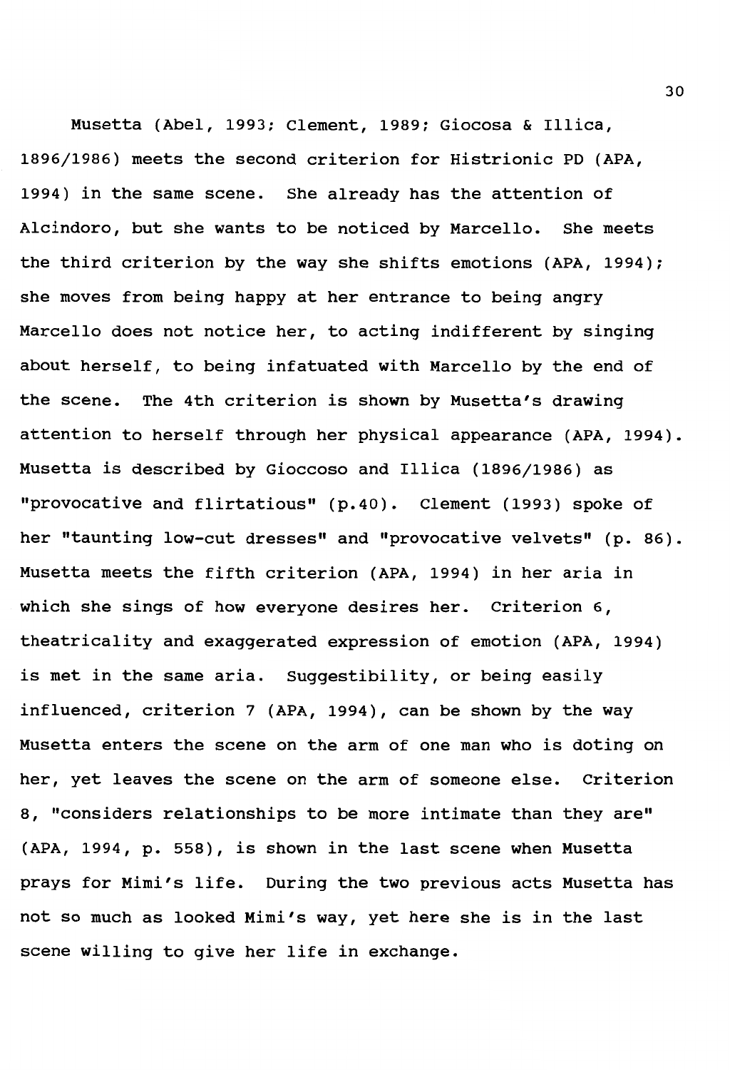Musetta (Abel, 1993; Clement, 1989; Giocosa & Illica, 1896/1986) meets the second criterion for Histrionic PD (APA, 1994) in the same scene. She already has the attention of Alcindoro, but she wants to be noticed by Marcello. She meets the third criterion by the way she shifts emotions (APA, 1994); she moves from being happy at her entrance to being angry Marcello does not notice her, to acting indifferent by singing about herself, to being infatuated with Marcello by the end of the scene. The 4th criterion is shown by Musetta's drawing attention to herself through her physical appearance (APA, 1994). Musetta is described by Gioccoso and Illica (1896/1986) as "provocative and flirtatious" (p.40). Clement (1993) spoke of her "taunting low-cut dresses" and "provocative velvets" (p. 86). Musetta meets the fifth criterion (APA, 1994) in her aria in which she sings of how everyone desires her. Criterion 6, theatricality and exaggerated expression of emotion (APA, 1994) is met in the same aria. Suggestibility, or being easily influenced, criterion 7 (APA, 1994), can be shown by the way Musetta enters the scene on the arm of one man who is doting on her, yet leaves the scene on the arm of someone else. Criterion 8, "considers relationships to be more intimate than they are" (APA, 1994, p. 558), is shown in the last scene when Musetta prays for Mimi's life. During the two previous acts Musetta has not so much as looked Mimi's way, yet here she is in the last scene willing to give her life in exchange.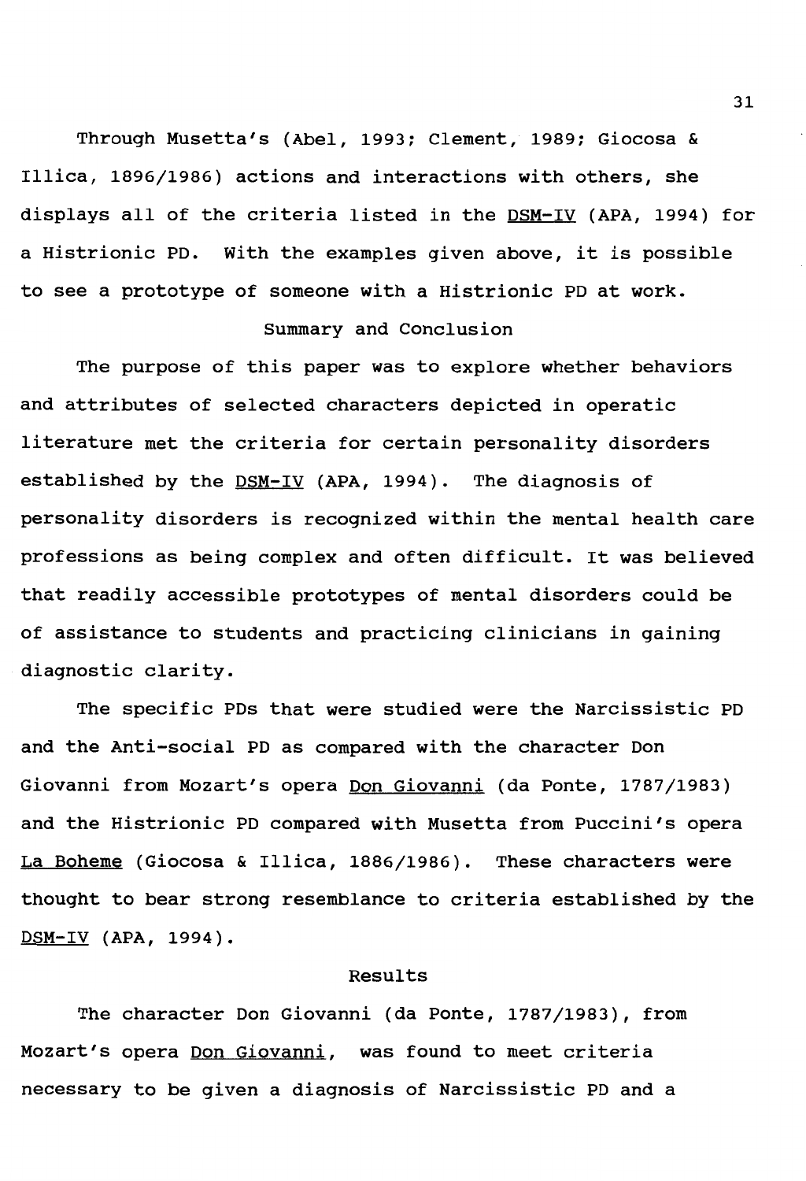Through Musetta's (Abel, 1993; Clement, 1989; Giocosa & Illica, 1896/1986) actions and interactions with others, she displays all of the criteria listed in the DSM-IV (APA, 1994) for a Histrionic PD. With the examples given above, it is possible to see a prototype of someone with a Histrionic PD at work.

## Summary and Conclusion

The purpose of this paper was to explore whether behaviors and attributes of selected characters depicted in operatic literature met the criteria for certain personality disorders established by the DSM-IV (APA, 1994). The diagnosis of personality disorders is recognized within the mental health care professions as being complex and often difficult. It was believed that readily accessible prototypes of mental disorders could be of assistance to students and practicing clinicians in gaining diagnostic clarity.

The specific PDs that were studied were the Narcissistic PD and the Anti-social PD as compared with the character Don Giovanni from Mozart's opera Don Giovanni (da Ponte, 1787/1983) and the Histrionic PD compared with Musetta from Puccini's opera La Boheme (Giocosa & Illica, 1886/1986). These characters were thought to bear strong resemblance to criteria established by the DSM-IV (APA, 1994).

## Results

The character Don Giovanni (da Ponte, 1787/1983), from Mozart's opera Don Giovanni, was found to meet criteria necessary to be given a diagnosis of Narcissistic PD and a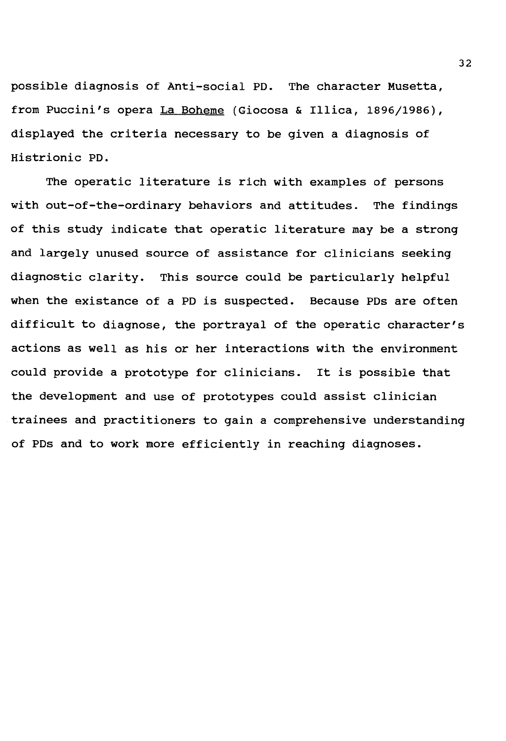possible diagnosis of Anti-social PD. The character Musetta, from Puccini's opera La Boheme (Giocosa & Illica, 1896/1986), displayed the criteria necessary to be given a diagnosis of Histrionic PD.

The operatic literature is rich with examples of persons with out-of-the-ordinary behaviors and attitudes. The findings of this study indicate that operatic literature may be a strong and largely unused source of assistance for clinicians seeking diagnostic clarity. This source could be particularly helpful when the existance of a PD is suspected. Because PDs are often difficult to diagnose, the portrayal of the operatic character's actions as well as his or her interactions with the environment could provide a prototype for clinicians. It is possible that the development and use of prototypes could assist clinician trainees and practitioners to gain a comprehensive understanding of PDs and to work more efficiently in reaching diagnoses.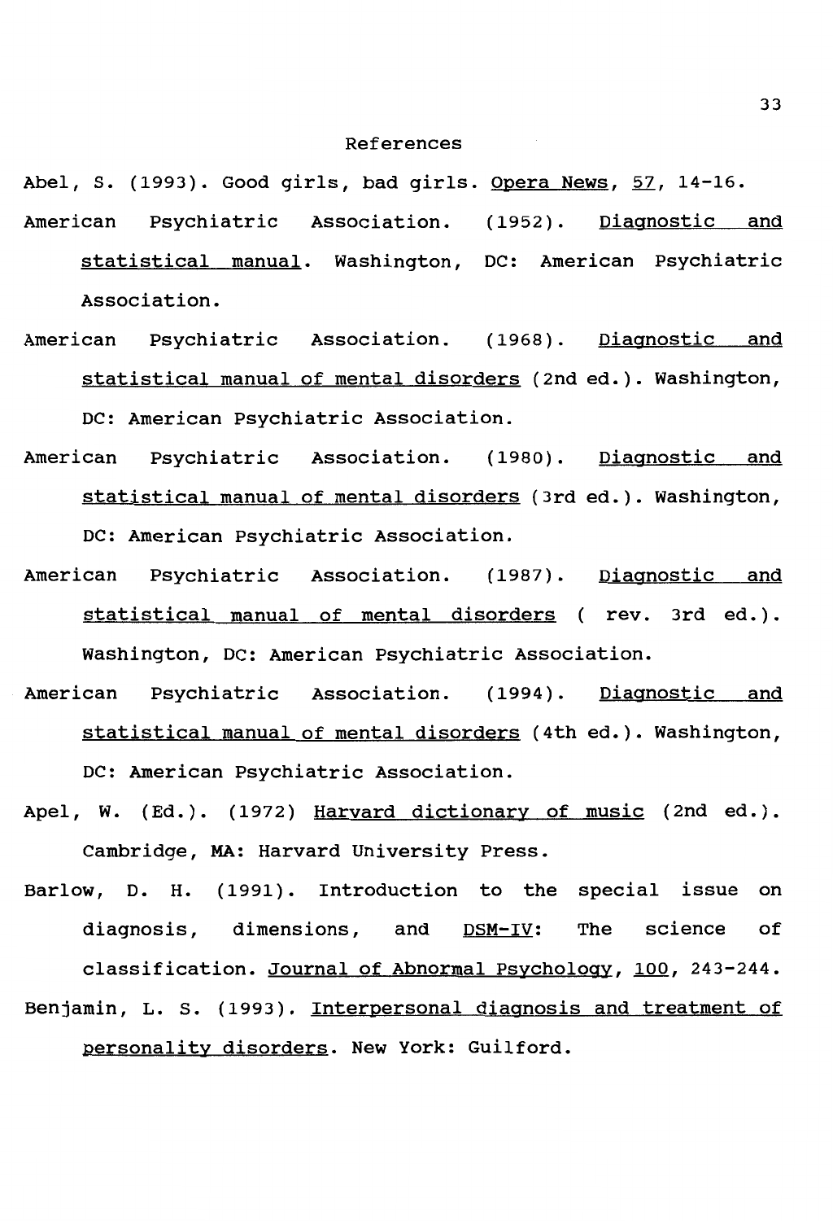# References

Abel, S. (1993). Good girls, bad girls. _Opera News_, _57_, 14-16.

American Psychiatric Association. (1952). _Diagnostic and statistical manual_. Washington, DC: American Psychiatric Association.

American Psychiatric Association. (1968). _Diagnostic and statistical manual of mental disorders_ (2nd ed.). Washington, DC: American Psychiatric Association.

American Psychiatric Association. (1980). _Diagnostic and statistical manual of mental disorders_ (3rd ed.). Washington, DC: American Psychiatric Association.

American Psychiatric Association. (1987). _Diagnostic and statistical manual of mental disorders_ ( rev. 3rd ed.). Washington, DC: American Psychiatric Association.

American Psychiatric Association. (1994). _Diagnostic and statistical manual of mental disorders_ (4th ed.). Washington, DC: American Psychiatric Association.

Apel, W. (Ed.). (1972) _Harvard dictionary of music_ (2nd ed.). Cambridge, MA: Harvard University Press.

Barlow, D. H. (1991). Introduction to the special issue on diagnosis, dimensions, and _DSM-IV_: The science of classification. _Journal of Abnormal Psychology_, _100_, 243-244.

Benjamin, L. S. (1993). _Interpersonal diagnosis and treatment of personality disorders_. New York: Guilford.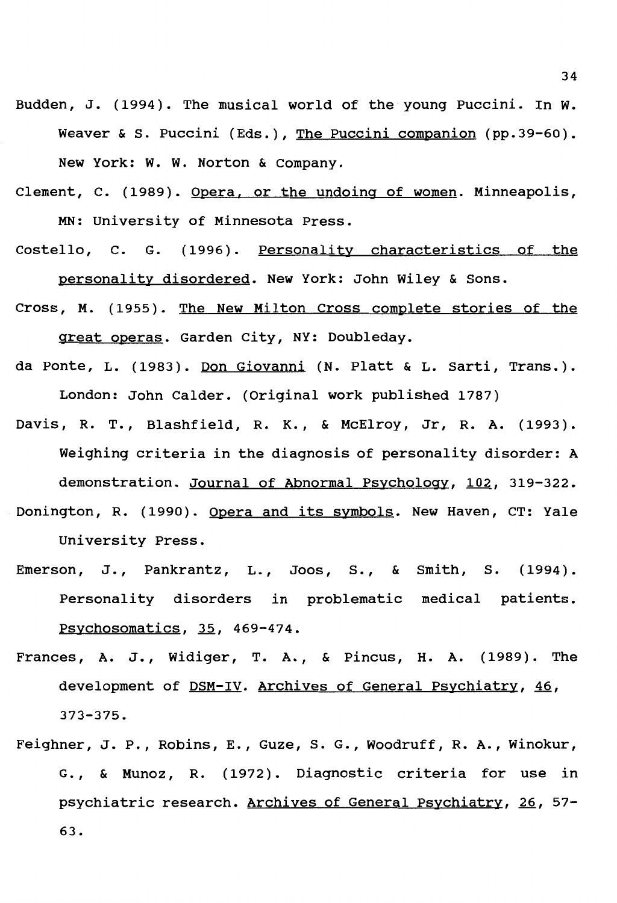Budden, J. (1994). The musical world of the young Puccini. In W. Weaver & S. Puccini (Eds.), The Puccini companion (pp.39-60). New York: W. W. Norton & Company.

Clement, C. (1989). Opera, or the undoing of women. Minneapolis, MN: University of Minnesota Press.

Costello, C. G. (1996). Personality characteristics of the personality disordered. New York: John Wiley & Sons.

Cross, M. (1955). The New Milton Cross complete stories of the great operas. Garden City, NY: Doubleday.

da Ponte, L. (1983). Don Giovanni (N. Platt & L. Sarti, Trans.). London: John Calder. (Original work published 1787)

Davis, R. T., Blashfield, R. K., & McElroy, Jr, R. A. (1993). Weighing criteria in the diagnosis of personality disorder: A demonstration. Journal of Abnormal Psychology, 102, 319-322.

Donington, R. (1990). Opera and its symbols. New Haven, CT: Yale University Press.

Emerson, J., Pankrantz, L., Joos, S., & Smith, S. (1994). Personality disorders in problematic medical patients. Psychosomatics, 35, 469-474.

Frances, A. J., Widiger, T. A., & Pincus, H. A. (1989). The development of DSM-IV. Archives of General Psychiatry, 46, 373-375.

Feighner, J. P., Robins, E., Guze, S. G., Woodruff, R. A., Winokur, G., & Munoz, R. (1972). Diagnostic criteria for use in psychiatric research. Archives of General Psychiatry, 26, 57-63.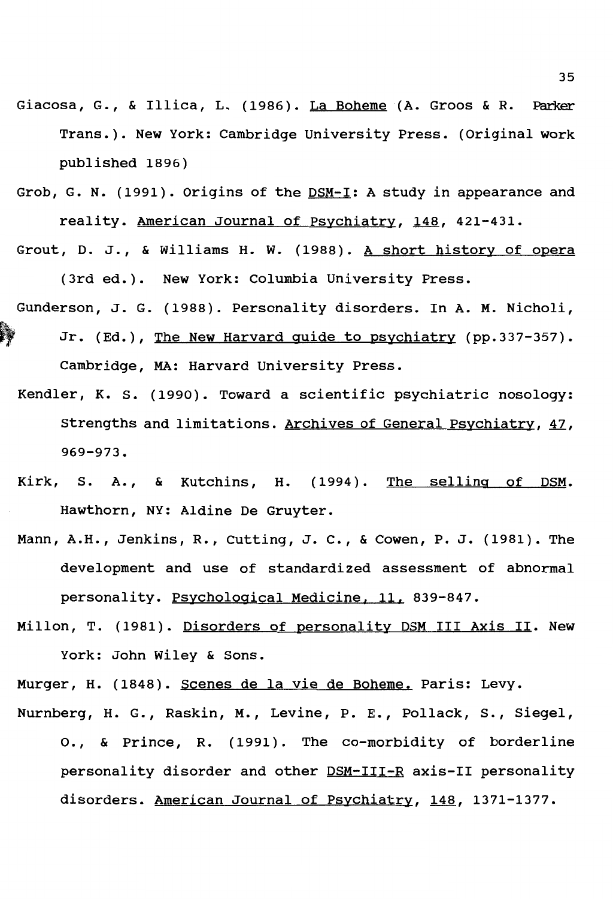Giacosa, G., & Illica, L. (1986). La Boheme (A. Groos & R. Parker Trans.). New York: Cambridge University Press. (Original work published 1896)

Grob, G. N. (1991). Origins of the DSM-I: A study in appearance and reality. American Journal of Psychiatry, 148, 421-431.

Grout, D. J., & Williams H. W. (1988). A short history of opera (3rd ed.). New York: Columbia University Press.

Gunderson, J. G. (1988). Personality disorders. In A. M. Nicholi, Jr. (Ed.), The New Harvard guide to psychiatry (pp.337-357). Cambridge, MA: Harvard University Press.

Kendler, K. S. (1990). Toward a scientific psychiatric nosology: Strengths and limitations. Archives of General Psychiatry, 47, 969-973.

Kirk, S. A., & Kutchins, H. (1994). The selling of DSM. Hawthorn, NY: Aldine De Gruyter.

Mann, A.H., Jenkins, R., Cutting, J. C., & Cowen, P. J. (1981). The development and use of standardized assessment of abnormal personality. Psychological Medicine, 11, 839-847.

Millon, T. (1981). Disorders of personality DSM III Axis II. New York: John Wiley & Sons.

Murger, H. (1848). Scenes de la vie de Boheme. Paris: Levy.

Nurnberg, H. G., Raskin, M., Levine, P. E., Pollack, S., Siegel, O., & Prince, R. (1991). The co-morbidity of borderline personality disorder and other DSM-III-R axis-II personality disorders. American Journal of Psychiatry, 148, 1371-1377.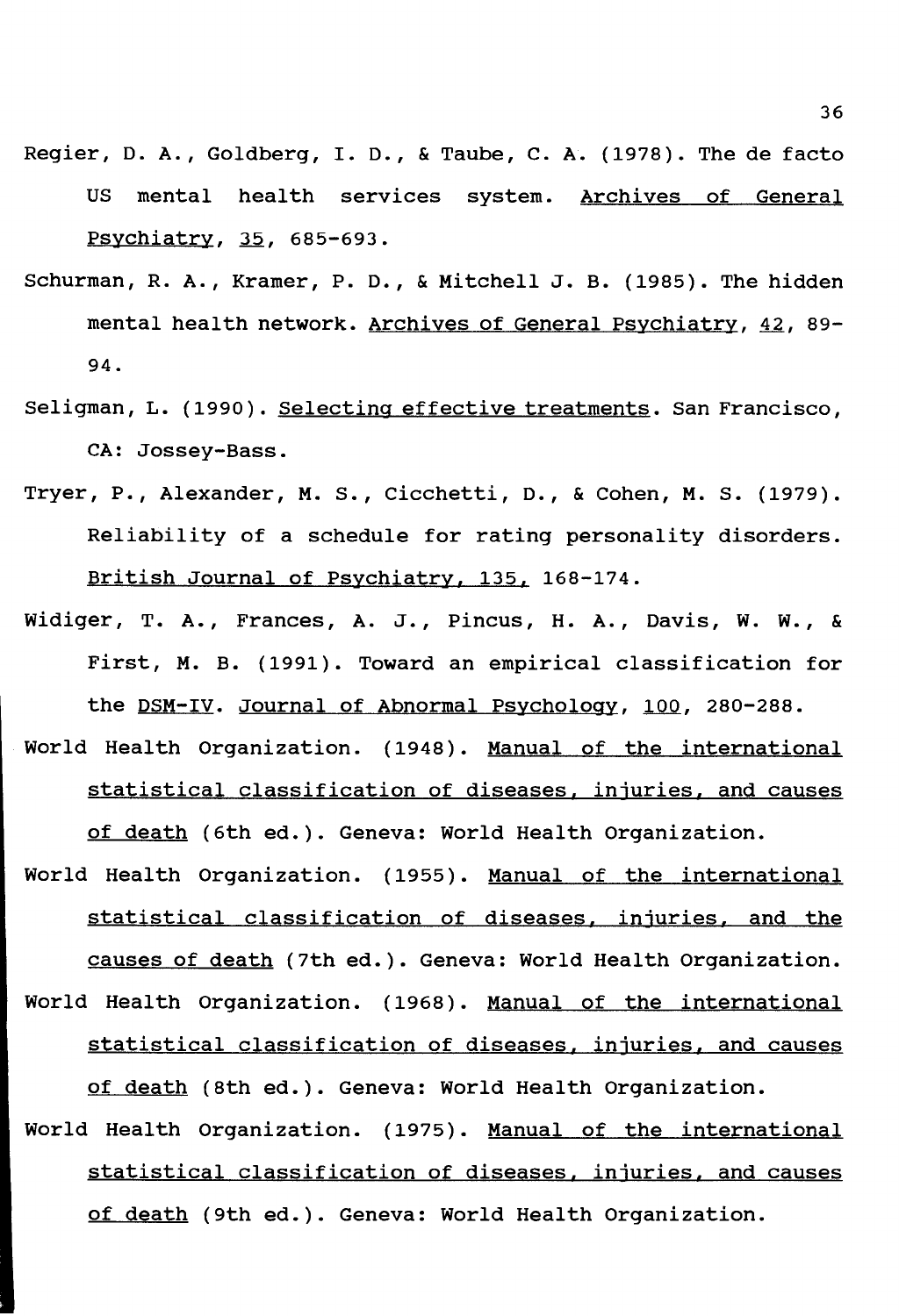Regier, D. A., Goldberg, I. D., & Taube, C. A. (1978). The de facto US mental health services system. Archives of General Psychiatry, 35, 685-693.

Schurman, R. A., Kramer, P. D., & Mitchell J. B. (1985). The hidden mental health network. Archives of General Psychiatry, 42, 89-94.

Seligman, L. (1990). Selecting effective treatments. San Francisco, CA: Jossey-Bass.

Tryer, P., Alexander, M. S., Cicchetti, D., & Cohen, M. S. (1979). Reliability of a schedule for rating personality disorders. British Journal of Psychiatry, 135, 168-174.

Widiger, T. A., Frances, A. J., Pincus, H. A., Davis, W. W., & First, M. B. (1991). Toward an empirical classification for the DSM-IV. Journal of Abnormal Psychology, 100, 280-288.

World Health Organization. (1948). Manual of the international statistical classification of diseases, injuries, and causes of death (6th ed.). Geneva: World Health Organization.

World Health Organization. (1955). Manual of the international statistical classification of diseases, injuries, and the causes of death (7th ed.). Geneva: World Health Organization.

World Health Organization. (1968). Manual of the international statistical classification of diseases, injuries, and causes of death (8th ed.). Geneva: World Health Organization.

World Health Organization. (1975). Manual of the international statistical classification of diseases, injuries, and causes of death (9th ed.). Geneva: World Health Organization.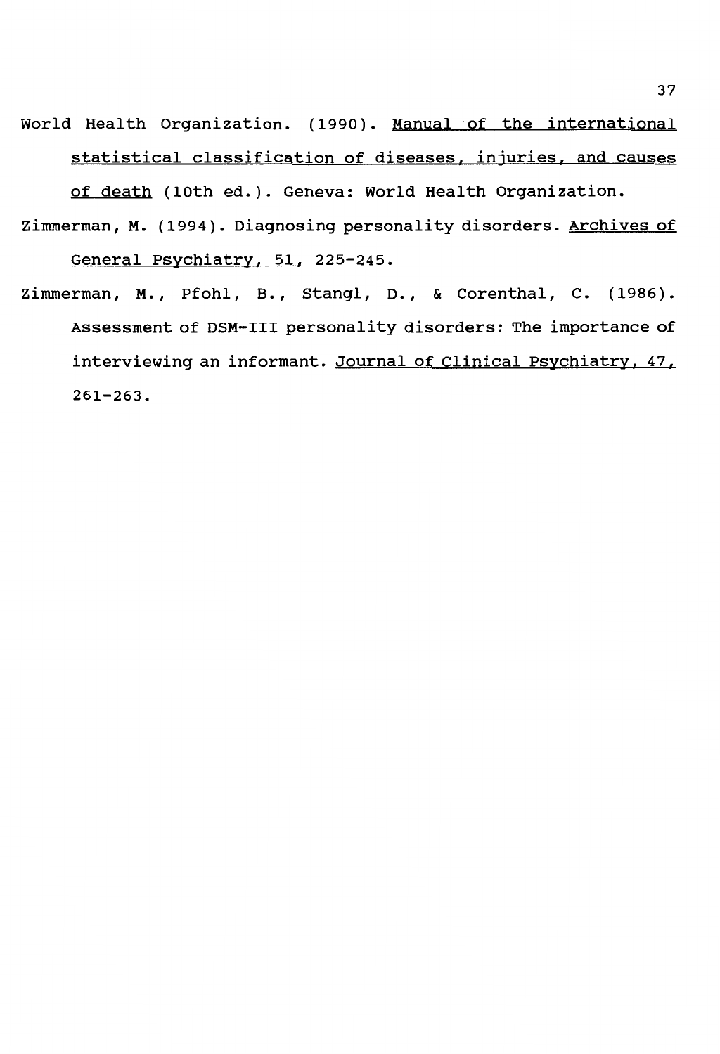World Health Organization. (1990). Manual of the international statistical classification of diseases, injuries, and causes of death (10th ed.). Geneva: World Health Organization.

Zimmerman, M. (1994). Diagnosing personality disorders. Archives of General Psychiatry, 51, 225-245.

Zimmerman, M., Pfohl, B., Stangl, D., & Corenthal, C. (1986). Assessment of DSM-III personality disorders: The importance of interviewing an informant. Journal of Clinical Psychiatry, 47, 261-263.